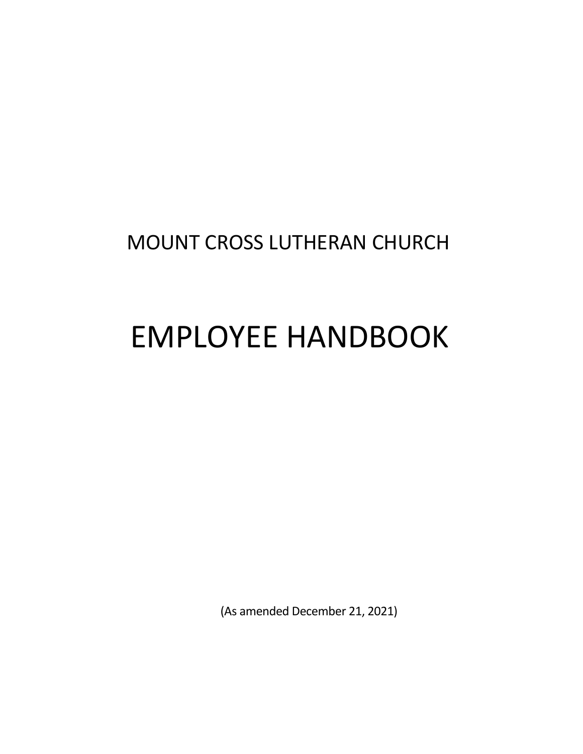# MOUNT CROSS LUTHERAN CHURCH

# EMPLOYEE HANDBOOK

(As amended December 21, 2021)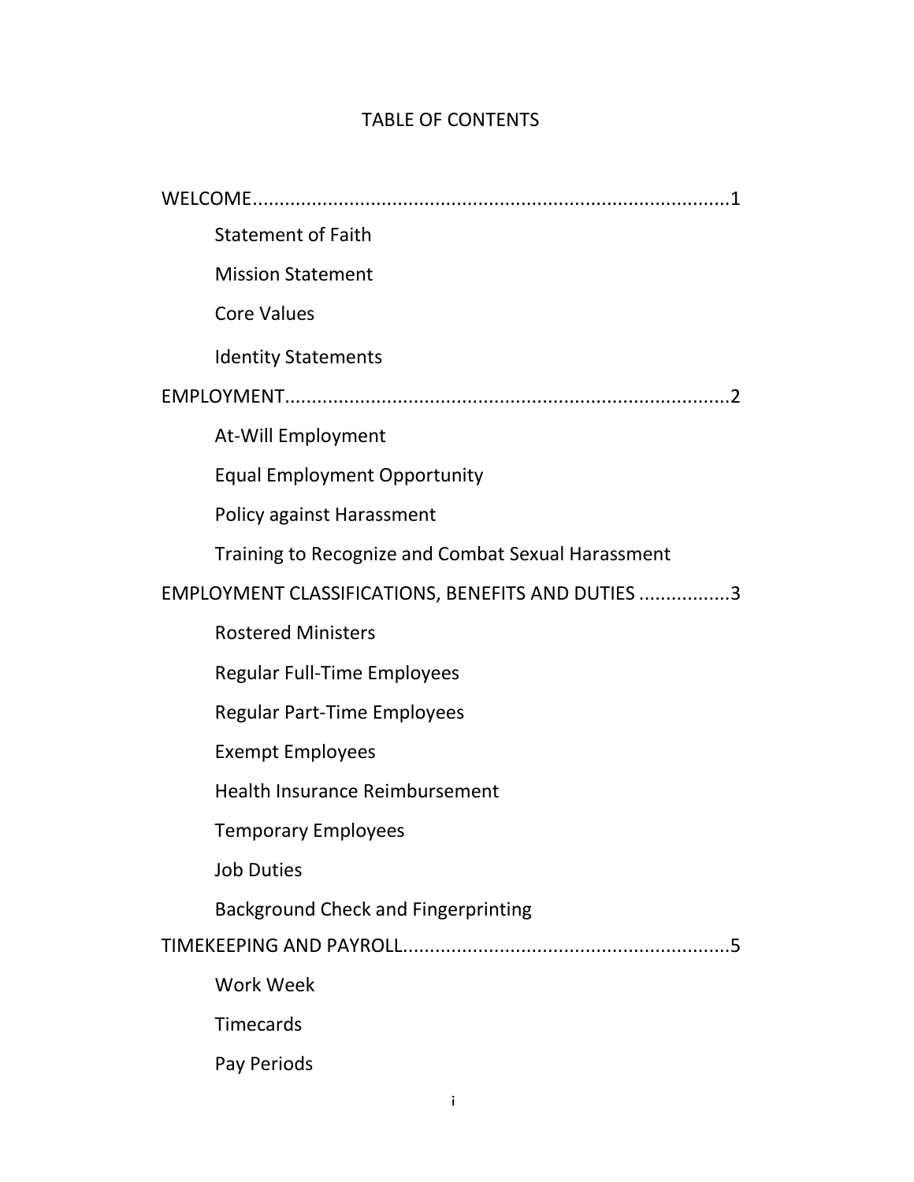# TABLE OF CONTENTS

WELCOME........................................................................................1

- Statement of Faith
- Mission Statement
- Core Values
- Identity Statements

EMPLOYMENT..................................................................................2

- At-Will Employment
- Equal Employment Opportunity
- Policy against Harassment
- Training to Recognize and Combat Sexual Harassment

EMPLOYMENT CLASSIFICATIONS, BENEFITS AND DUTIES ................3

- Rostered Ministers
- Regular Full-Time Employees
- Regular Part-Time Employees
- Exempt Employees
- Health Insurance Reimbursement
- Temporary Employees
- Job Duties
- Background Check and Fingerprinting

TIMEKEEPING AND PAYROLL............................................................5

- Work Week
- Timecards
- Pay Periods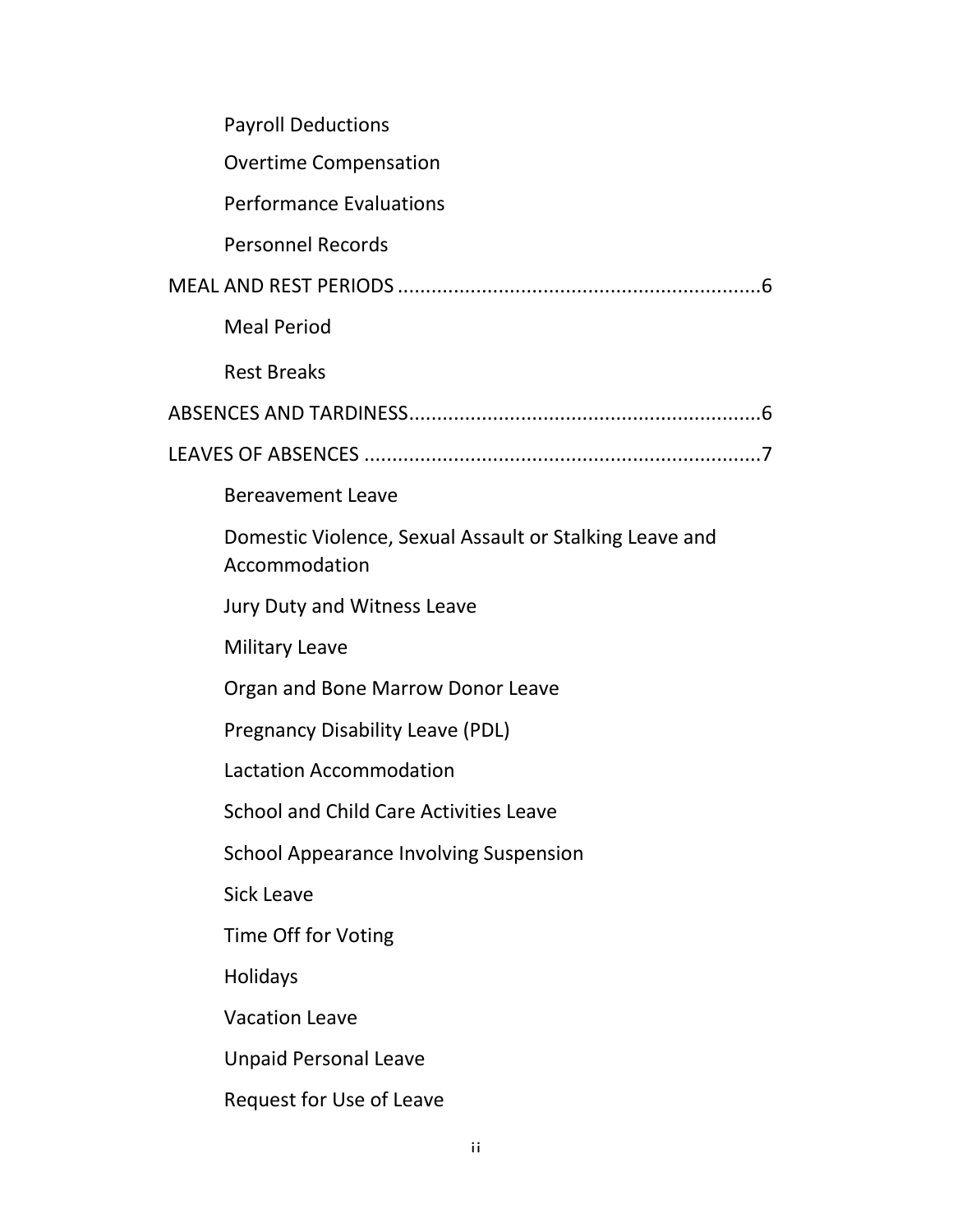Payroll Deductions

Overtime Compensation

Performance Evaluations

Personnel Records

MEAL AND REST PERIODS ................................................................6

Meal Period

Rest Breaks

ABSENCES AND TARDINESS...............................................................6

LEAVES OF ABSENCES .....................................................................7

Bereavement Leave

Domestic Violence, Sexual Assault or Stalking Leave and Accommodation

Jury Duty and Witness Leave

Military Leave

Organ and Bone Marrow Donor Leave

Pregnancy Disability Leave (PDL)

Lactation Accommodation

School and Child Care Activities Leave

School Appearance Involving Suspension

Sick Leave

Time Off for Voting

Holidays

Vacation Leave

Unpaid Personal Leave

Request for Use of Leave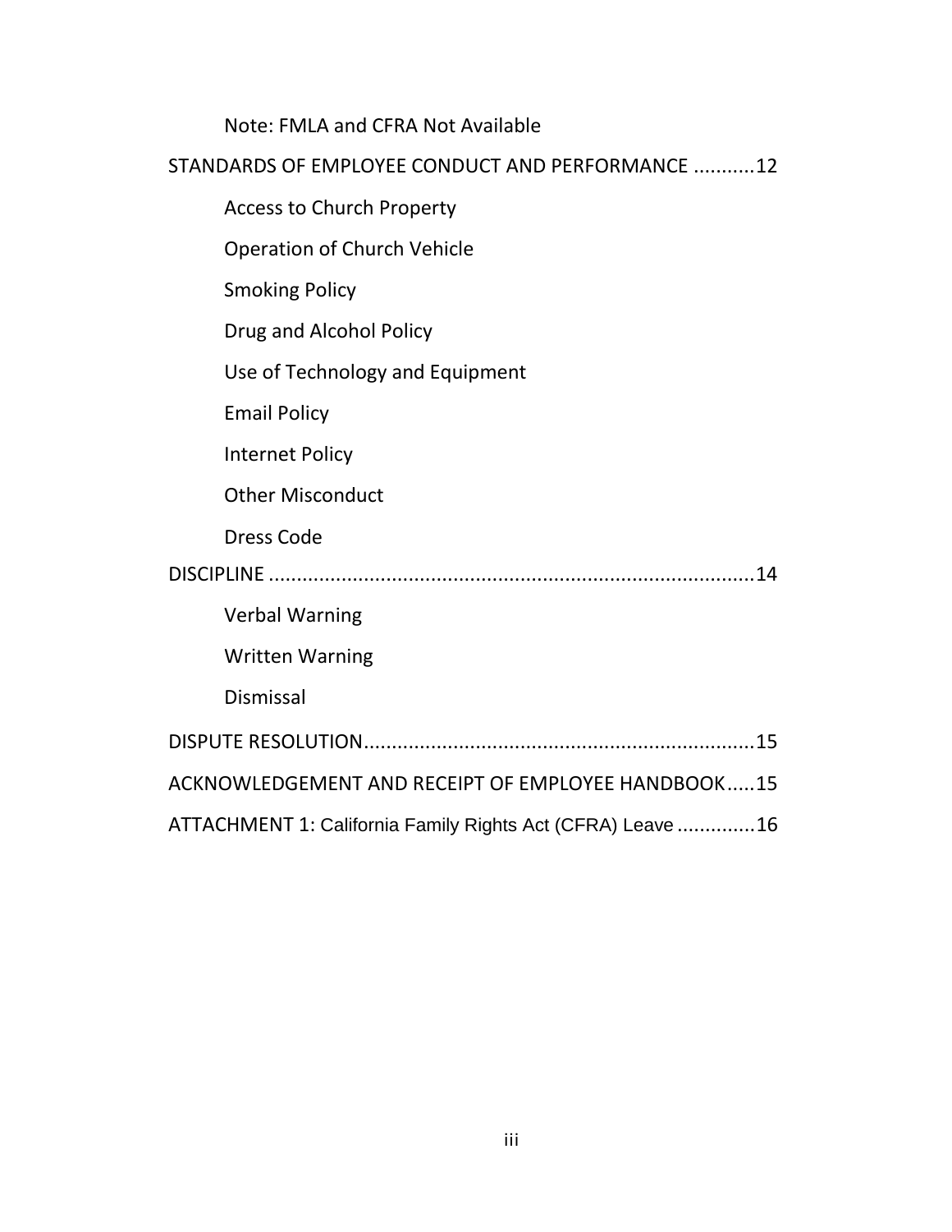Note: FMLA and CFRA Not Available

STANDARDS OF EMPLOYEE CONDUCT AND PERFORMANCE ...........12

- Access to Church Property
- Operation of Church Vehicle
- Smoking Policy
- Drug and Alcohol Policy
- Use of Technology and Equipment
- Email Policy
- Internet Policy
- Other Misconduct
- Dress Code

DISCIPLINE ........................................................................................14

- Verbal Warning
- Written Warning
- Dismissal

DISPUTE RESOLUTION......................................................................15

ACKNOWLEDGEMENT AND RECEIPT OF EMPLOYEE HANDBOOK.....15

ATTACHMENT 1: California Family Rights Act (CFRA) Leave ..............16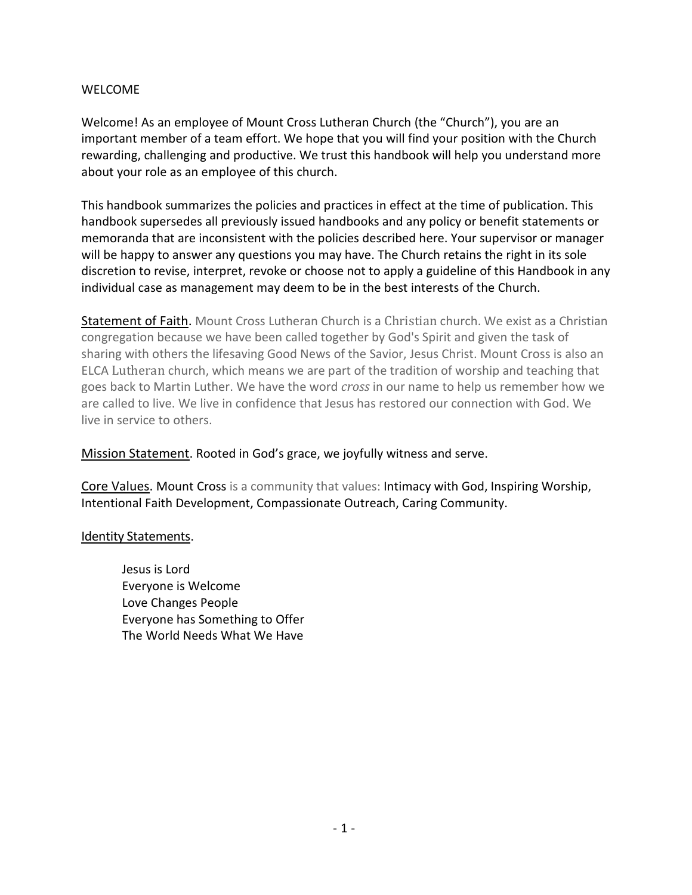# WELCOME

Welcome! As an employee of Mount Cross Lutheran Church (the "Church"), you are an important member of a team effort. We hope that you will find your position with the Church rewarding, challenging and productive. We trust this handbook will help you understand more about your role as an employee of this church.

This handbook summarizes the policies and practices in effect at the time of publication. This handbook supersedes all previously issued handbooks and any policy or benefit statements or memoranda that are inconsistent with the policies described here. Your supervisor or manager will be happy to answer any questions you may have. The Church retains the right in its sole discretion to revise, interpret, revoke or choose not to apply a guideline of this Handbook in any individual case as management may deem to be in the best interests of the Church.

<u>Statement of Faith</u>. Mount Cross Lutheran Church is a Christian church. We exist as a Christian congregation because we have been called together by God's Spirit and given the task of sharing with others the lifesaving Good News of the Savior, Jesus Christ. Mount Cross is also an ELCA Lutheran church, which means we are part of the tradition of worship and teaching that goes back to Martin Luther. We have the word *cross* in our name to help us remember how we are called to live. We live in confidence that Jesus has restored our connection with God. We live in service to others.

<u>Mission Statement</u>. Rooted in God's grace, we joyfully witness and serve.

<u>Core Values</u>. Mount Cross is a community that values: Intimacy with God, Inspiring Worship, Intentional Faith Development, Compassionate Outreach, Caring Community.

<u>Identity Statements</u>.

Jesus is Lord  
Everyone is Welcome  
Love Changes People  
Everyone has Something to Offer  
The World Needs What We Have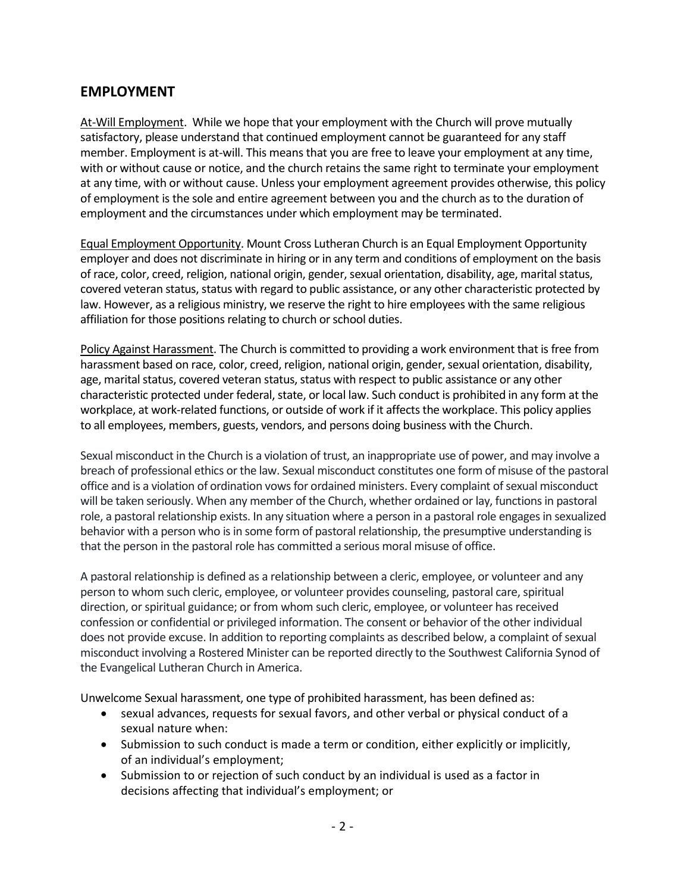## EMPLOYMENT

At-Will Employment. While we hope that your employment with the Church will prove mutually satisfactory, please understand that continued employment cannot be guaranteed for any staff member. Employment is at-will. This means that you are free to leave your employment at any time, with or without cause or notice, and the church retains the same right to terminate your employment at any time, with or without cause. Unless your employment agreement provides otherwise, this policy of employment is the sole and entire agreement between you and the church as to the duration of employment and the circumstances under which employment may be terminated.

Equal Employment Opportunity. Mount Cross Lutheran Church is an Equal Employment Opportunity employer and does not discriminate in hiring or in any term and conditions of employment on the basis of race, color, creed, religion, national origin, gender, sexual orientation, disability, age, marital status, covered veteran status, status with regard to public assistance, or any other characteristic protected by law. However, as a religious ministry, we reserve the right to hire employees with the same religious affiliation for those positions relating to church or school duties.

Policy Against Harassment. The Church is committed to providing a work environment that is free from harassment based on race, color, creed, religion, national origin, gender, sexual orientation, disability, age, marital status, covered veteran status, status with respect to public assistance or any other characteristic protected under federal, state, or local law. Such conduct is prohibited in any form at the workplace, at work-related functions, or outside of work if it affects the workplace. This policy applies to all employees, members, guests, vendors, and persons doing business with the Church.

Sexual misconduct in the Church is a violation of trust, an inappropriate use of power, and may involve a breach of professional ethics or the law. Sexual misconduct constitutes one form of misuse of the pastoral office and is a violation of ordination vows for ordained ministers. Every complaint of sexual misconduct will be taken seriously. When any member of the Church, whether ordained or lay, functions in pastoral role, a pastoral relationship exists. In any situation where a person in a pastoral role engages in sexualized behavior with a person who is in some form of pastoral relationship, the presumptive understanding is that the person in the pastoral role has committed a serious moral misuse of office.

A pastoral relationship is defined as a relationship between a cleric, employee, or volunteer and any person to whom such cleric, employee, or volunteer provides counseling, pastoral care, spiritual direction, or spiritual guidance; or from whom such cleric, employee, or volunteer has received confession or confidential or privileged information. The consent or behavior of the other individual does not provide excuse. In addition to reporting complaints as described below, a complaint of sexual misconduct involving a Rostered Minister can be reported directly to the Southwest California Synod of the Evangelical Lutheran Church in America.

Unwelcome Sexual harassment, one type of prohibited harassment, has been defined as:

- sexual advances, requests for sexual favors, and other verbal or physical conduct of a sexual nature when:
- Submission to such conduct is made a term or condition, either explicitly or implicitly, of an individual's employment;
- Submission to or rejection of such conduct by an individual is used as a factor in decisions affecting that individual's employment; or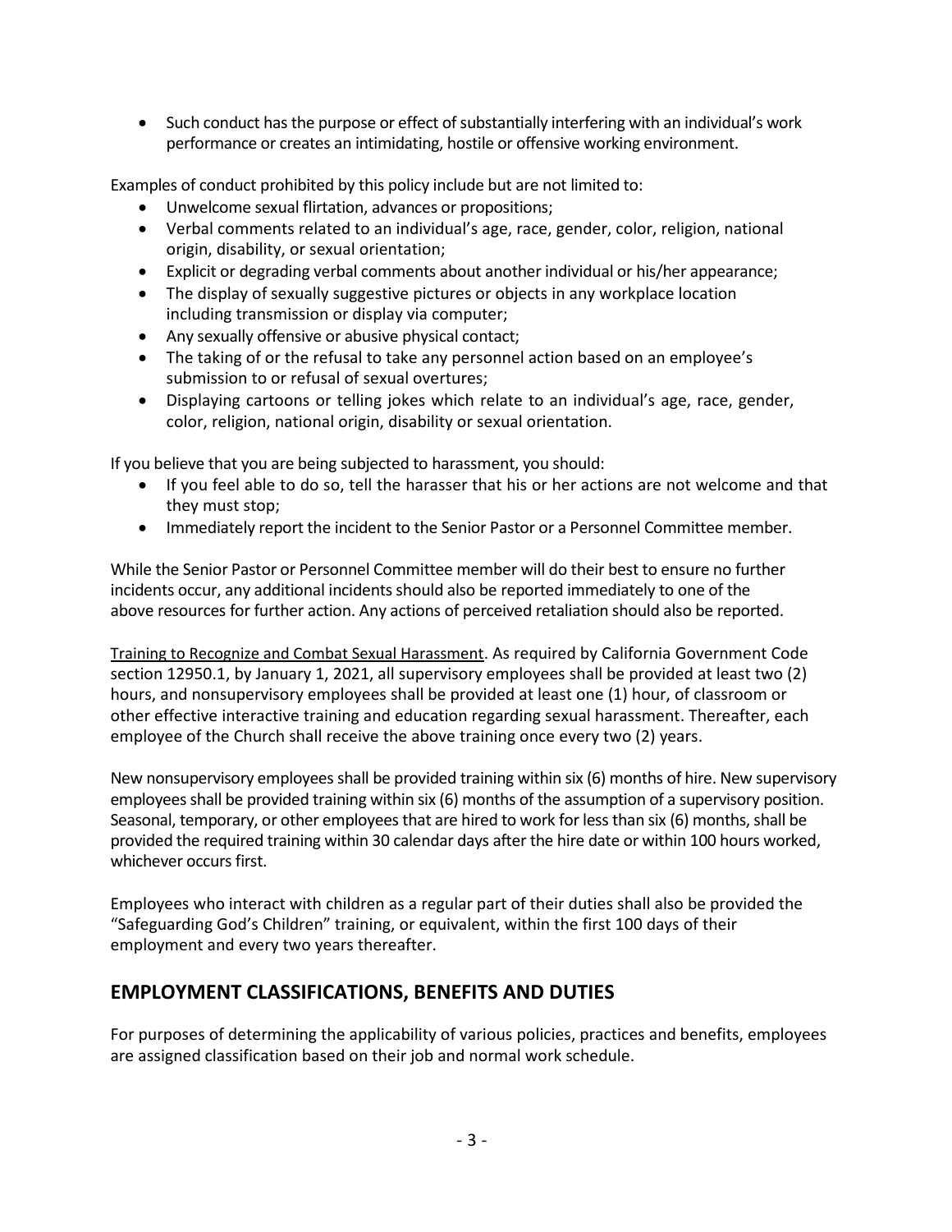- Such conduct has the purpose or effect of substantially interfering with an individual's work performance or creates an intimidating, hostile or offensive working environment.

Examples of conduct prohibited by this policy include but are not limited to:

- Unwelcome sexual flirtation, advances or propositions;
- Verbal comments related to an individual's age, race, gender, color, religion, national origin, disability, or sexual orientation;
- Explicit or degrading verbal comments about another individual or his/her appearance;
- The display of sexually suggestive pictures or objects in any workplace location including transmission or display via computer;
- Any sexually offensive or abusive physical contact;
- The taking of or the refusal to take any personnel action based on an employee's submission to or refusal of sexual overtures;
- Displaying cartoons or telling jokes which relate to an individual's age, race, gender, color, religion, national origin, disability or sexual orientation.

If you believe that you are being subjected to harassment, you should:

- If you feel able to do so, tell the harasser that his or her actions are not welcome and that they must stop;
- Immediately report the incident to the Senior Pastor or a Personnel Committee member.

While the Senior Pastor or Personnel Committee member will do their best to ensure no further incidents occur, any additional incidents should also be reported immediately to one of the above resources for further action. Any actions of perceived retaliation should also be reported.

<u>Training to Recognize and Combat Sexual Harassment</u>. As required by California Government Code section 12950.1, by January 1, 2021, all supervisory employees shall be provided at least two (2) hours, and nonsupervisory employees shall be provided at least one (1) hour, of classroom or other effective interactive training and education regarding sexual harassment. Thereafter, each employee of the Church shall receive the above training once every two (2) years.

New nonsupervisory employees shall be provided training within six (6) months of hire. New supervisory employees shall be provided training within six (6) months of the assumption of a supervisory position. Seasonal, temporary, or other employees that are hired to work for less than six (6) months, shall be provided the required training within 30 calendar days after the hire date or within 100 hours worked, whichever occurs first.

Employees who interact with children as a regular part of their duties shall also be provided the "Safeguarding God's Children" training, or equivalent, within the first 100 days of their employment and every two years thereafter.

## EMPLOYMENT CLASSIFICATIONS, BENEFITS AND DUTIES

For purposes of determining the applicability of various policies, practices and benefits, employees are assigned classification based on their job and normal work schedule.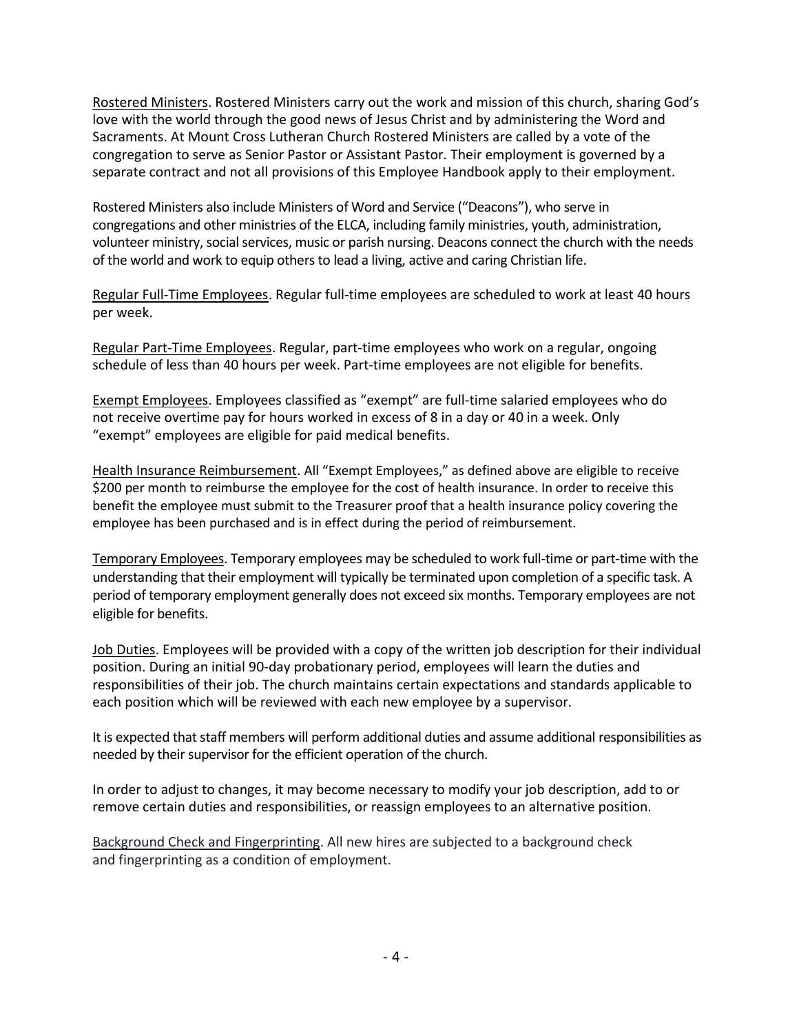Rostered Ministers. Rostered Ministers carry out the work and mission of this church, sharing God's love with the world through the good news of Jesus Christ and by administering the Word and Sacraments. At Mount Cross Lutheran Church Rostered Ministers are called by a vote of the congregation to serve as Senior Pastor or Assistant Pastor. Their employment is governed by a separate contract and not all provisions of this Employee Handbook apply to their employment.

Rostered Ministers also include Ministers of Word and Service ("Deacons"), who serve in congregations and other ministries of the ELCA, including family ministries, youth, administration, volunteer ministry, social services, music or parish nursing. Deacons connect the church with the needs of the world and work to equip others to lead a living, active and caring Christian life.

Regular Full-Time Employees. Regular full-time employees are scheduled to work at least 40 hours per week.

Regular Part-Time Employees. Regular, part-time employees who work on a regular, ongoing schedule of less than 40 hours per week. Part-time employees are not eligible for benefits.

Exempt Employees. Employees classified as "exempt" are full-time salaried employees who do not receive overtime pay for hours worked in excess of 8 in a day or 40 in a week. Only "exempt" employees are eligible for paid medical benefits.

Health Insurance Reimbursement. All "Exempt Employees," as defined above are eligible to receive $200 per month to reimburse the employee for the cost of health insurance. In order to receive this benefit the employee must submit to the Treasurer proof that a health insurance policy covering the employee has been purchased and is in effect during the period of reimbursement.

Temporary Employees. Temporary employees may be scheduled to work full-time or part-time with the understanding that their employment will typically be terminated upon completion of a specific task. A period of temporary employment generally does not exceed six months. Temporary employees are not eligible for benefits.

Job Duties. Employees will be provided with a copy of the written job description for their individual position. During an initial 90-day probationary period, employees will learn the duties and responsibilities of their job. The church maintains certain expectations and standards applicable to each position which will be reviewed with each new employee by a supervisor.

It is expected that staff members will perform additional duties and assume additional responsibilities as needed by their supervisor for the efficient operation of the church.

In order to adjust to changes, it may become necessary to modify your job description, add to or remove certain duties and responsibilities, or reassign employees to an alternative position.

Background Check and Fingerprinting. All new hires are subjected to a background check and fingerprinting as a condition of employment.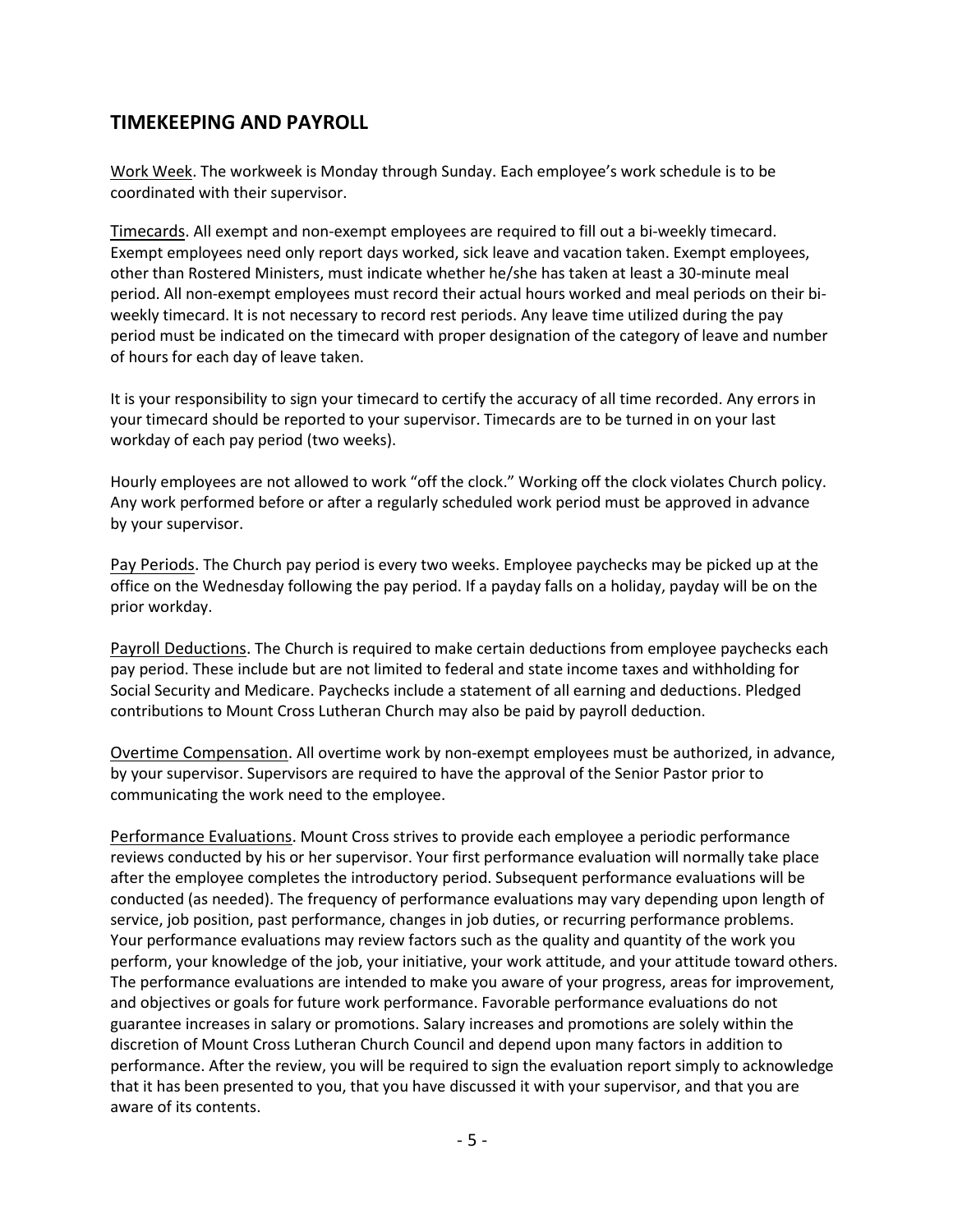## TIMEKEEPING AND PAYROLL

<u>Work Week</u>. The workweek is Monday through Sunday. Each employee's work schedule is to be coordinated with their supervisor.

<u>Timecards</u>. All exempt and non-exempt employees are required to fill out a bi-weekly timecard. Exempt employees need only report days worked, sick leave and vacation taken. Exempt employees, other than Rostered Ministers, must indicate whether he/she has taken at least a 30-minute meal period. All non-exempt employees must record their actual hours worked and meal periods on their bi-weekly timecard. It is not necessary to record rest periods. Any leave time utilized during the pay period must be indicated on the timecard with proper designation of the category of leave and number of hours for each day of leave taken.

It is your responsibility to sign your timecard to certify the accuracy of all time recorded. Any errors in your timecard should be reported to your supervisor. Timecards are to be turned in on your last workday of each pay period (two weeks).

Hourly employees are not allowed to work "off the clock." Working off the clock violates Church policy. Any work performed before or after a regularly scheduled work period must be approved in advance by your supervisor.

<u>Pay Periods</u>. The Church pay period is every two weeks. Employee paychecks may be picked up at the office on the Wednesday following the pay period. If a payday falls on a holiday, payday will be on the prior workday.

<u>Payroll Deductions</u>. The Church is required to make certain deductions from employee paychecks each pay period. These include but are not limited to federal and state income taxes and withholding for Social Security and Medicare. Paychecks include a statement of all earning and deductions. Pledged contributions to Mount Cross Lutheran Church may also be paid by payroll deduction.

<u>Overtime Compensation</u>. All overtime work by non-exempt employees must be authorized, in advance, by your supervisor. Supervisors are required to have the approval of the Senior Pastor prior to communicating the work need to the employee.

<u>Performance Evaluations</u>. Mount Cross strives to provide each employee a periodic performance reviews conducted by his or her supervisor. Your first performance evaluation will normally take place after the employee completes the introductory period. Subsequent performance evaluations will be conducted (as needed). The frequency of performance evaluations may vary depending upon length of service, job position, past performance, changes in job duties, or recurring performance problems. Your performance evaluations may review factors such as the quality and quantity of the work you perform, your knowledge of the job, your initiative, your work attitude, and your attitude toward others. The performance evaluations are intended to make you aware of your progress, areas for improvement, and objectives or goals for future work performance. Favorable performance evaluations do not guarantee increases in salary or promotions. Salary increases and promotions are solely within the discretion of Mount Cross Lutheran Church Council and depend upon many factors in addition to performance. After the review, you will be required to sign the evaluation report simply to acknowledge that it has been presented to you, that you have discussed it with your supervisor, and that you are aware of its contents.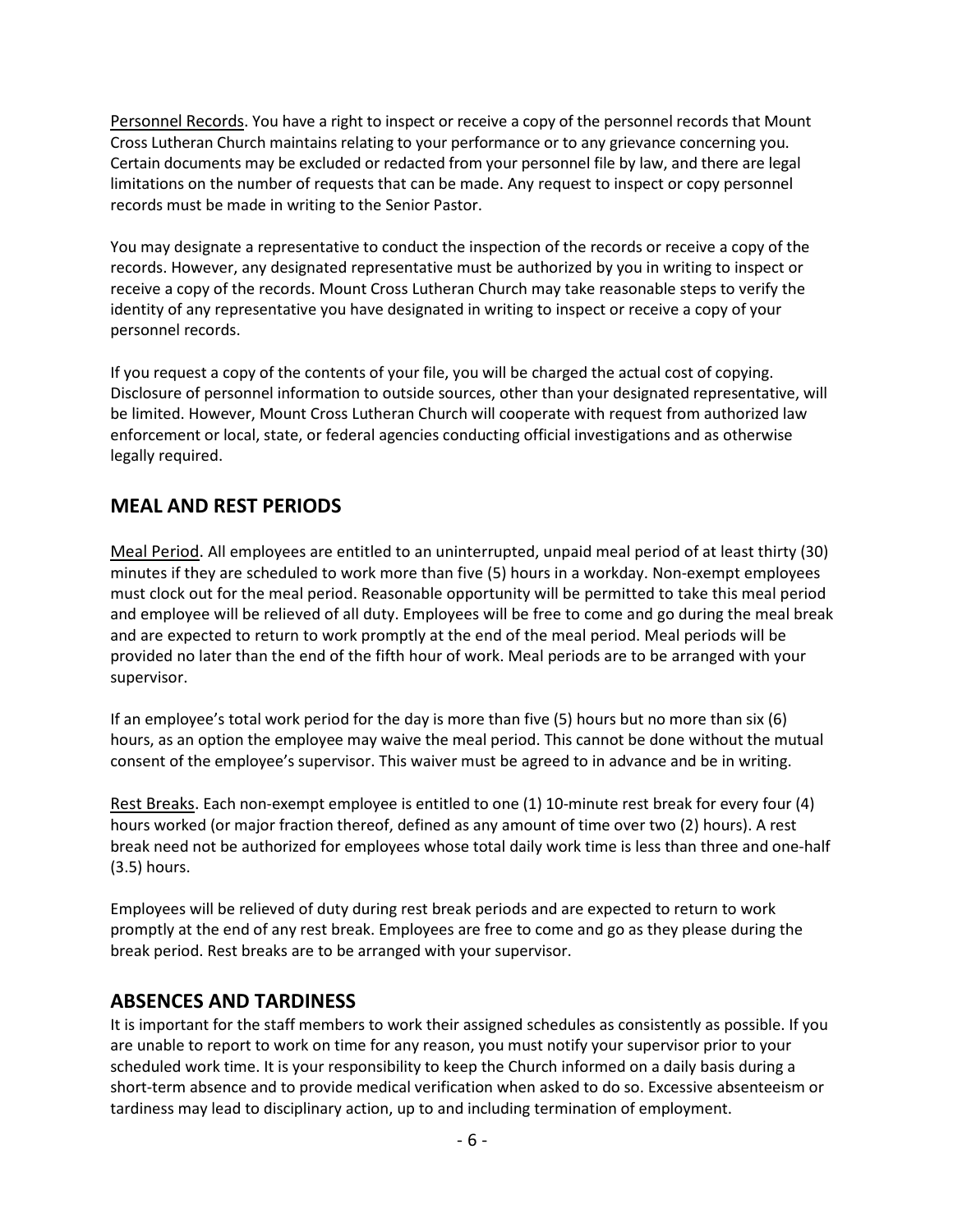Personnel Records. You have a right to inspect or receive a copy of the personnel records that Mount Cross Lutheran Church maintains relating to your performance or to any grievance concerning you. Certain documents may be excluded or redacted from your personnel file by law, and there are legal limitations on the number of requests that can be made. Any request to inspect or copy personnel records must be made in writing to the Senior Pastor.

You may designate a representative to conduct the inspection of the records or receive a copy of the records. However, any designated representative must be authorized by you in writing to inspect or receive a copy of the records. Mount Cross Lutheran Church may take reasonable steps to verify the identity of any representative you have designated in writing to inspect or receive a copy of your personnel records.

If you request a copy of the contents of your file, you will be charged the actual cost of copying. Disclosure of personnel information to outside sources, other than your designated representative, will be limited. However, Mount Cross Lutheran Church will cooperate with request from authorized law enforcement or local, state, or federal agencies conducting official investigations and as otherwise legally required.

## MEAL AND REST PERIODS

Meal Period. All employees are entitled to an uninterrupted, unpaid meal period of at least thirty (30) minutes if they are scheduled to work more than five (5) hours in a workday. Non-exempt employees must clock out for the meal period. Reasonable opportunity will be permitted to take this meal period and employee will be relieved of all duty. Employees will be free to come and go during the meal break and are expected to return to work promptly at the end of the meal period. Meal periods will be provided no later than the end of the fifth hour of work. Meal periods are to be arranged with your supervisor.

If an employee's total work period for the day is more than five (5) hours but no more than six (6) hours, as an option the employee may waive the meal period. This cannot be done without the mutual consent of the employee's supervisor. This waiver must be agreed to in advance and be in writing.

Rest Breaks. Each non-exempt employee is entitled to one (1) 10-minute rest break for every four (4) hours worked (or major fraction thereof, defined as any amount of time over two (2) hours). A rest break need not be authorized for employees whose total daily work time is less than three and one-half (3.5) hours.

Employees will be relieved of duty during rest break periods and are expected to return to work promptly at the end of any rest break. Employees are free to come and go as they please during the break period. Rest breaks are to be arranged with your supervisor.

## ABSENCES AND TARDINESS

It is important for the staff members to work their assigned schedules as consistently as possible. If you are unable to report to work on time for any reason, you must notify your supervisor prior to your scheduled work time. It is your responsibility to keep the Church informed on a daily basis during a short-term absence and to provide medical verification when asked to do so. Excessive absenteeism or tardiness may lead to disciplinary action, up to and including termination of employment.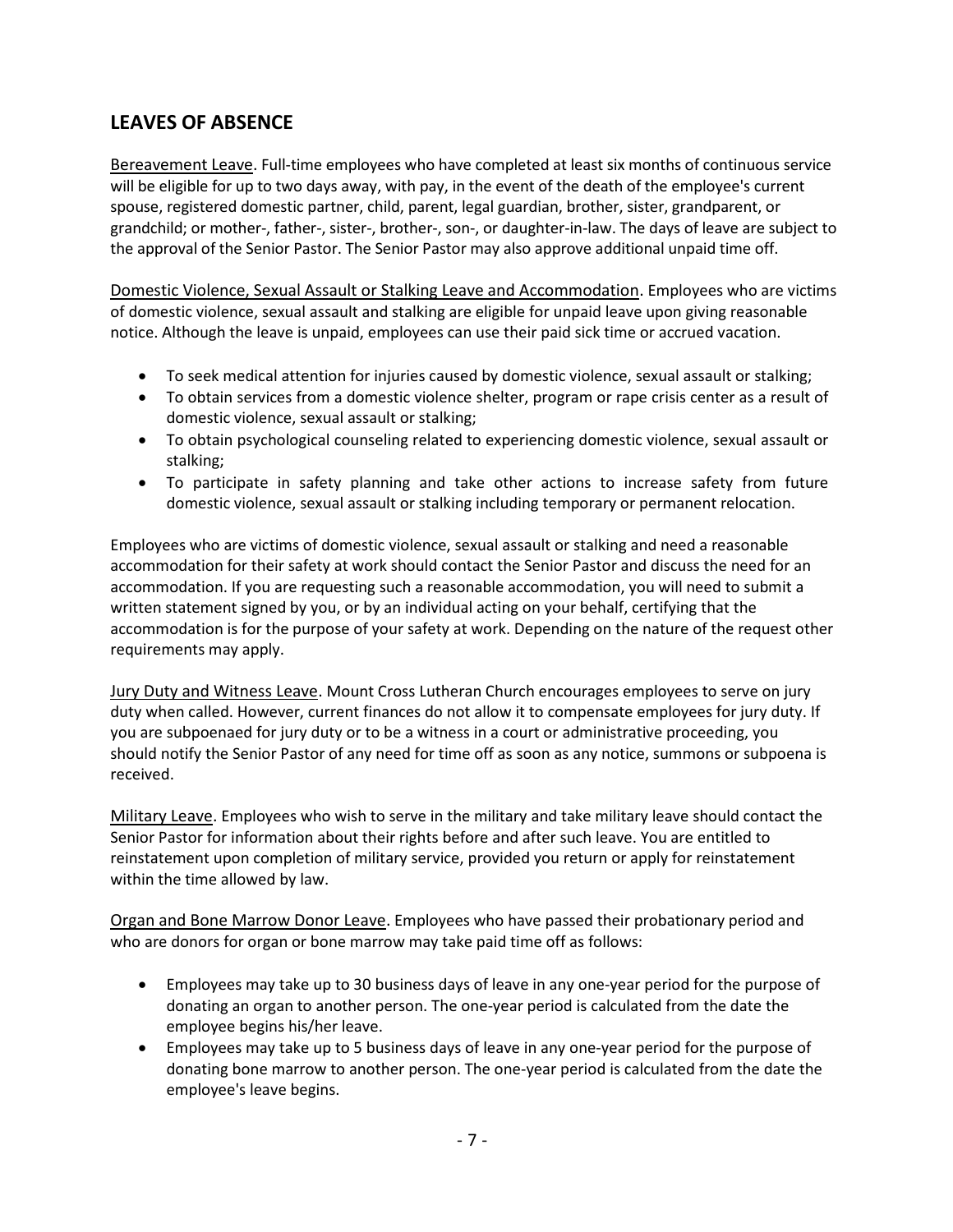## LEAVES OF ABSENCE

Bereavement Leave. Full-time employees who have completed at least six months of continuous service will be eligible for up to two days away, with pay, in the event of the death of the employee's current spouse, registered domestic partner, child, parent, legal guardian, brother, sister, grandparent, or grandchild; or mother-, father-, sister-, brother-, son-, or daughter-in-law. The days of leave are subject to the approval of the Senior Pastor. The Senior Pastor may also approve additional unpaid time off.

Domestic Violence, Sexual Assault or Stalking Leave and Accommodation. Employees who are victims of domestic violence, sexual assault and stalking are eligible for unpaid leave upon giving reasonable notice. Although the leave is unpaid, employees can use their paid sick time or accrued vacation.

- To seek medical attention for injuries caused by domestic violence, sexual assault or stalking;
- To obtain services from a domestic violence shelter, program or rape crisis center as a result of domestic violence, sexual assault or stalking;
- To obtain psychological counseling related to experiencing domestic violence, sexual assault or stalking;
- To participate in safety planning and take other actions to increase safety from future domestic violence, sexual assault or stalking including temporary or permanent relocation.

Employees who are victims of domestic violence, sexual assault or stalking and need a reasonable accommodation for their safety at work should contact the Senior Pastor and discuss the need for an accommodation. If you are requesting such a reasonable accommodation, you will need to submit a written statement signed by you, or by an individual acting on your behalf, certifying that the accommodation is for the purpose of your safety at work. Depending on the nature of the request other requirements may apply.

Jury Duty and Witness Leave. Mount Cross Lutheran Church encourages employees to serve on jury duty when called. However, current finances do not allow it to compensate employees for jury duty. If you are subpoenaed for jury duty or to be a witness in a court or administrative proceeding, you should notify the Senior Pastor of any need for time off as soon as any notice, summons or subpoena is received.

Military Leave. Employees who wish to serve in the military and take military leave should contact the Senior Pastor for information about their rights before and after such leave. You are entitled to reinstatement upon completion of military service, provided you return or apply for reinstatement within the time allowed by law.

Organ and Bone Marrow Donor Leave. Employees who have passed their probationary period and who are donors for organ or bone marrow may take paid time off as follows:

- Employees may take up to 30 business days of leave in any one-year period for the purpose of donating an organ to another person. The one-year period is calculated from the date the employee begins his/her leave.
- Employees may take up to 5 business days of leave in any one-year period for the purpose of donating bone marrow to another person. The one-year period is calculated from the date the employee's leave begins.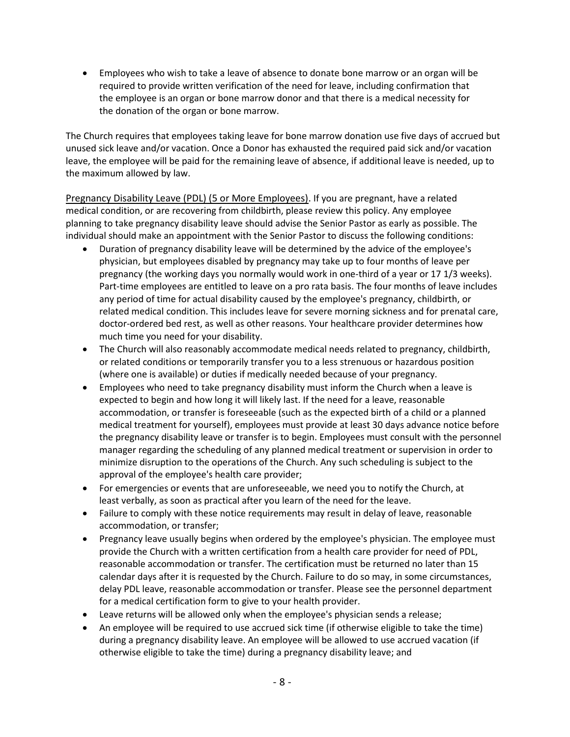- Employees who wish to take a leave of absence to donate bone marrow or an organ will be required to provide written verification of the need for leave, including confirmation that the employee is an organ or bone marrow donor and that there is a medical necessity for the donation of the organ or bone marrow.

The Church requires that employees taking leave for bone marrow donation use five days of accrued but unused sick leave and/or vacation. Once a Donor has exhausted the required paid sick and/or vacation leave, the employee will be paid for the remaining leave of absence, if additional leave is needed, up to the maximum allowed by law.

<u>Pregnancy Disability Leave (PDL) (5 or More Employees)</u>. If you are pregnant, have a related medical condition, or are recovering from childbirth, please review this policy. Any employee planning to take pregnancy disability leave should advise the Senior Pastor as early as possible. The individual should make an appointment with the Senior Pastor to discuss the following conditions:

- Duration of pregnancy disability leave will be determined by the advice of the employee's physician, but employees disabled by pregnancy may take up to four months of leave per pregnancy (the working days you normally would work in one-third of a year or 17 1/3 weeks). Part-time employees are entitled to leave on a pro rata basis. The four months of leave includes any period of time for actual disability caused by the employee's pregnancy, childbirth, or related medical condition. This includes leave for severe morning sickness and for prenatal care, doctor-ordered bed rest, as well as other reasons. Your healthcare provider determines how much time you need for your disability.
- The Church will also reasonably accommodate medical needs related to pregnancy, childbirth, or related conditions or temporarily transfer you to a less strenuous or hazardous position (where one is available) or duties if medically needed because of your pregnancy.
- Employees who need to take pregnancy disability must inform the Church when a leave is expected to begin and how long it will likely last. If the need for a leave, reasonable accommodation, or transfer is foreseeable (such as the expected birth of a child or a planned medical treatment for yourself), employees must provide at least 30 days advance notice before the pregnancy disability leave or transfer is to begin. Employees must consult with the personnel manager regarding the scheduling of any planned medical treatment or supervision in order to minimize disruption to the operations of the Church. Any such scheduling is subject to the approval of the employee's health care provider;
- For emergencies or events that are unforeseeable, we need you to notify the Church, at least verbally, as soon as practical after you learn of the need for the leave.
- Failure to comply with these notice requirements may result in delay of leave, reasonable accommodation, or transfer;
- Pregnancy leave usually begins when ordered by the employee's physician. The employee must provide the Church with a written certification from a health care provider for need of PDL, reasonable accommodation or transfer. The certification must be returned no later than 15 calendar days after it is requested by the Church. Failure to do so may, in some circumstances, delay PDL leave, reasonable accommodation or transfer. Please see the personnel department for a medical certification form to give to your health provider.
- Leave returns will be allowed only when the employee's physician sends a release;
- An employee will be required to use accrued sick time (if otherwise eligible to take the time) during a pregnancy disability leave. An employee will be allowed to use accrued vacation (if otherwise eligible to take the time) during a pregnancy disability leave; and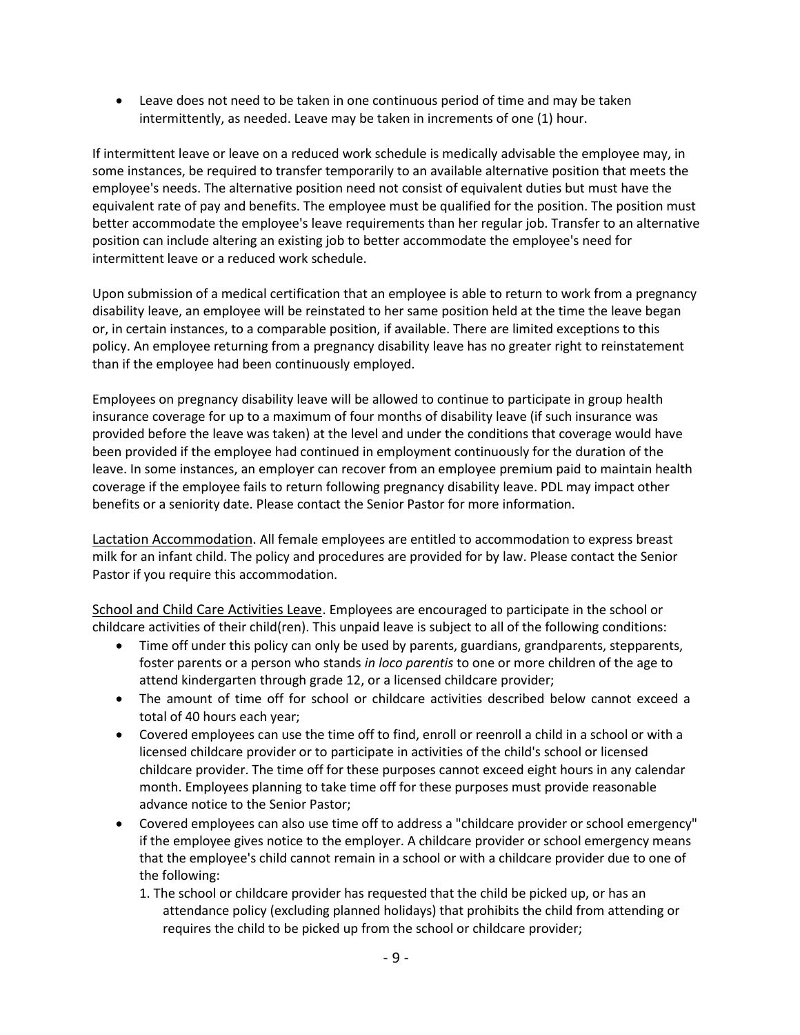- Leave does not need to be taken in one continuous period of time and may be taken intermittently, as needed. Leave may be taken in increments of one (1) hour.

If intermittent leave or leave on a reduced work schedule is medically advisable the employee may, in some instances, be required to transfer temporarily to an available alternative position that meets the employee's needs. The alternative position need not consist of equivalent duties but must have the equivalent rate of pay and benefits. The employee must be qualified for the position. The position must better accommodate the employee's leave requirements than her regular job. Transfer to an alternative position can include altering an existing job to better accommodate the employee's need for intermittent leave or a reduced work schedule.

Upon submission of a medical certification that an employee is able to return to work from a pregnancy disability leave, an employee will be reinstated to her same position held at the time the leave began or, in certain instances, to a comparable position, if available. There are limited exceptions to this policy. An employee returning from a pregnancy disability leave has no greater right to reinstatement than if the employee had been continuously employed.

Employees on pregnancy disability leave will be allowed to continue to participate in group health insurance coverage for up to a maximum of four months of disability leave (if such insurance was provided before the leave was taken) at the level and under the conditions that coverage would have been provided if the employee had continued in employment continuously for the duration of the leave. In some instances, an employer can recover from an employee premium paid to maintain health coverage if the employee fails to return following pregnancy disability leave. PDL may impact other benefits or a seniority date. Please contact the Senior Pastor for more information.

Lactation Accommodation. All female employees are entitled to accommodation to express breast milk for an infant child. The policy and procedures are provided for by law. Please contact the Senior Pastor if you require this accommodation.

School and Child Care Activities Leave. Employees are encouraged to participate in the school or childcare activities of their child(ren). This unpaid leave is subject to all of the following conditions:

- Time off under this policy can only be used by parents, guardians, grandparents, stepparents, foster parents or a person who stands *in loco parentis* to one or more children of the age to attend kindergarten through grade 12, or a licensed childcare provider;
- The amount of time off for school or childcare activities described below cannot exceed a total of 40 hours each year;
- Covered employees can use the time off to find, enroll or reenroll a child in a school or with a licensed childcare provider or to participate in activities of the child's school or licensed childcare provider. The time off for these purposes cannot exceed eight hours in any calendar month. Employees planning to take time off for these purposes must provide reasonable advance notice to the Senior Pastor;
- Covered employees can also use time off to address a "childcare provider or school emergency" if the employee gives notice to the employer. A childcare provider or school emergency means that the employee's child cannot remain in a school or with a childcare provider due to one of the following:
  1. The school or childcare provider has requested that the child be picked up, or has an attendance policy (excluding planned holidays) that prohibits the child from attending or requires the child to be picked up from the school or childcare provider;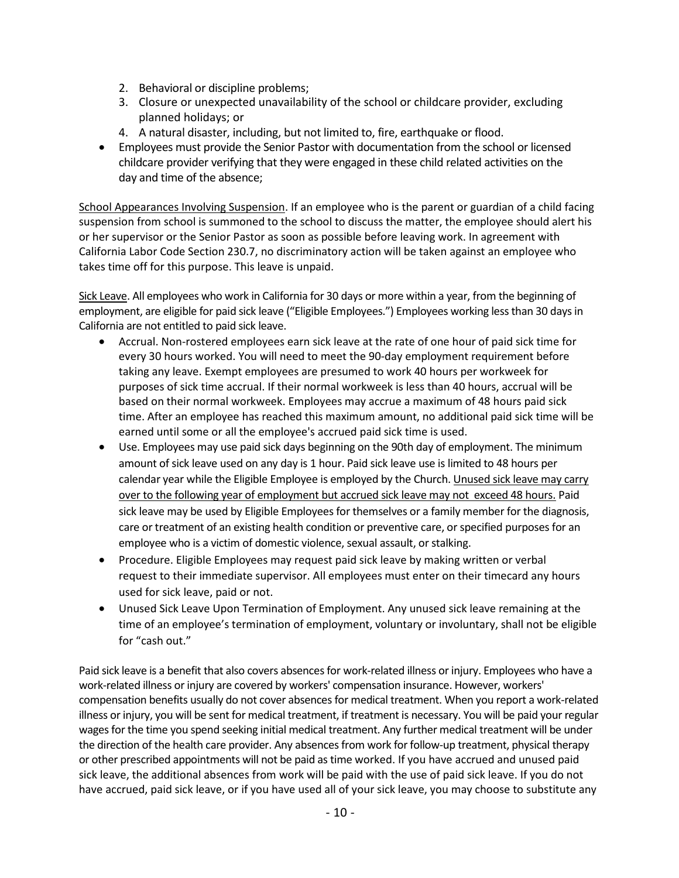2. Behavioral or discipline problems;
3. Closure or unexpected unavailability of the school or childcare provider, excluding planned holidays; or
4. A natural disaster, including, but not limited to, fire, earthquake or flood.

- Employees must provide the Senior Pastor with documentation from the school or licensed childcare provider verifying that they were engaged in these child related activities on the day and time of the absence;

<u>School Appearances Involving Suspension</u>. If an employee who is the parent or guardian of a child facing suspension from school is summoned to the school to discuss the matter, the employee should alert his or her supervisor or the Senior Pastor as soon as possible before leaving work. In agreement with California Labor Code Section 230.7, no discriminatory action will be taken against an employee who takes time off for this purpose. This leave is unpaid.

<u>Sick Leave</u>. All employees who work in California for 30 days or more within a year, from the beginning of employment, are eligible for paid sick leave ("Eligible Employees.") Employees working less than 30 days in California are not entitled to paid sick leave.

- Accrual. Non-rostered employees earn sick leave at the rate of one hour of paid sick time for every 30 hours worked. You will need to meet the 90-day employment requirement before taking any leave. Exempt employees are presumed to work 40 hours per workweek for purposes of sick time accrual. If their normal workweek is less than 40 hours, accrual will be based on their normal workweek. Employees may accrue a maximum of 48 hours paid sick time. After an employee has reached this maximum amount, no additional paid sick time will be earned until some or all the employee's accrued paid sick time is used.
- Use. Employees may use paid sick days beginning on the 90th day of employment. The minimum amount of sick leave used on any day is 1 hour. Paid sick leave use is limited to 48 hours per calendar year while the Eligible Employee is employed by the Church. <u>Unused sick leave may carry over to the following year of employment but accrued sick leave may not exceed 48 hours.</u> Paid sick leave may be used by Eligible Employees for themselves or a family member for the diagnosis, care or treatment of an existing health condition or preventive care, or specified purposes for an employee who is a victim of domestic violence, sexual assault, or stalking.
- Procedure. Eligible Employees may request paid sick leave by making written or verbal request to their immediate supervisor. All employees must enter on their timecard any hours used for sick leave, paid or not.
- Unused Sick Leave Upon Termination of Employment. Any unused sick leave remaining at the time of an employee's termination of employment, voluntary or involuntary, shall not be eligible for "cash out."

Paid sick leave is a benefit that also covers absences for work-related illness or injury. Employees who have a work-related illness or injury are covered by workers' compensation insurance. However, workers' compensation benefits usually do not cover absences for medical treatment. When you report a work-related illness or injury, you will be sent for medical treatment, if treatment is necessary. You will be paid your regular wages for the time you spend seeking initial medical treatment. Any further medical treatment will be under the direction of the health care provider. Any absences from work for follow-up treatment, physical therapy or other prescribed appointments will not be paid as time worked. If you have accrued and unused paid sick leave, the additional absences from work will be paid with the use of paid sick leave. If you do not have accrued, paid sick leave, or if you have used all of your sick leave, you may choose to substitute any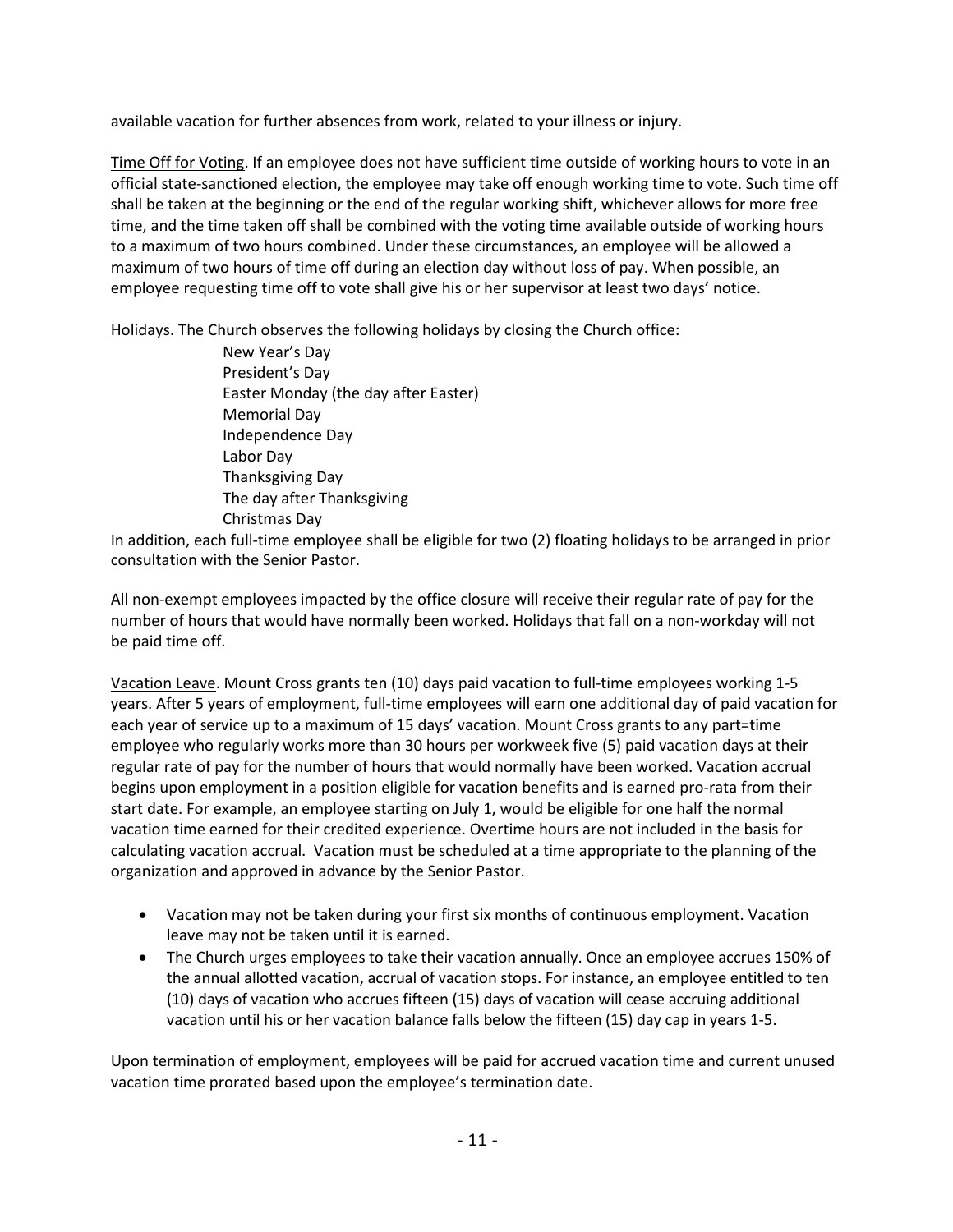available vacation for further absences from work, related to your illness or injury.

Time Off for Voting. If an employee does not have sufficient time outside of working hours to vote in an official state-sanctioned election, the employee may take off enough working time to vote. Such time off shall be taken at the beginning or the end of the regular working shift, whichever allows for more free time, and the time taken off shall be combined with the voting time available outside of working hours to a maximum of two hours combined. Under these circumstances, an employee will be allowed a maximum of two hours of time off during an election day without loss of pay. When possible, an employee requesting time off to vote shall give his or her supervisor at least two days' notice.

Holidays. The Church observes the following holidays by closing the Church office:

New Year's Day
President's Day
Easter Monday (the day after Easter)
Memorial Day
Independence Day
Labor Day
Thanksgiving Day
The day after Thanksgiving
Christmas Day

In addition, each full-time employee shall be eligible for two (2) floating holidays to be arranged in prior consultation with the Senior Pastor.

All non-exempt employees impacted by the office closure will receive their regular rate of pay for the number of hours that would have normally been worked. Holidays that fall on a non-workday will not be paid time off.

Vacation Leave. Mount Cross grants ten (10) days paid vacation to full-time employees working 1-5 years. After 5 years of employment, full-time employees will earn one additional day of paid vacation for each year of service up to a maximum of 15 days' vacation. Mount Cross grants to any part=time employee who regularly works more than 30 hours per workweek five (5) paid vacation days at their regular rate of pay for the number of hours that would normally have been worked. Vacation accrual begins upon employment in a position eligible for vacation benefits and is earned pro-rata from their start date. For example, an employee starting on July 1, would be eligible for one half the normal vacation time earned for their credited experience. Overtime hours are not included in the basis for calculating vacation accrual. Vacation must be scheduled at a time appropriate to the planning of the organization and approved in advance by the Senior Pastor.

- Vacation may not be taken during your first six months of continuous employment. Vacation leave may not be taken until it is earned.
- The Church urges employees to take their vacation annually. Once an employee accrues 150% of the annual allotted vacation, accrual of vacation stops. For instance, an employee entitled to ten (10) days of vacation who accrues fifteen (15) days of vacation will cease accruing additional vacation until his or her vacation balance falls below the fifteen (15) day cap in years 1-5.

Upon termination of employment, employees will be paid for accrued vacation time and current unused vacation time prorated based upon the employee's termination date.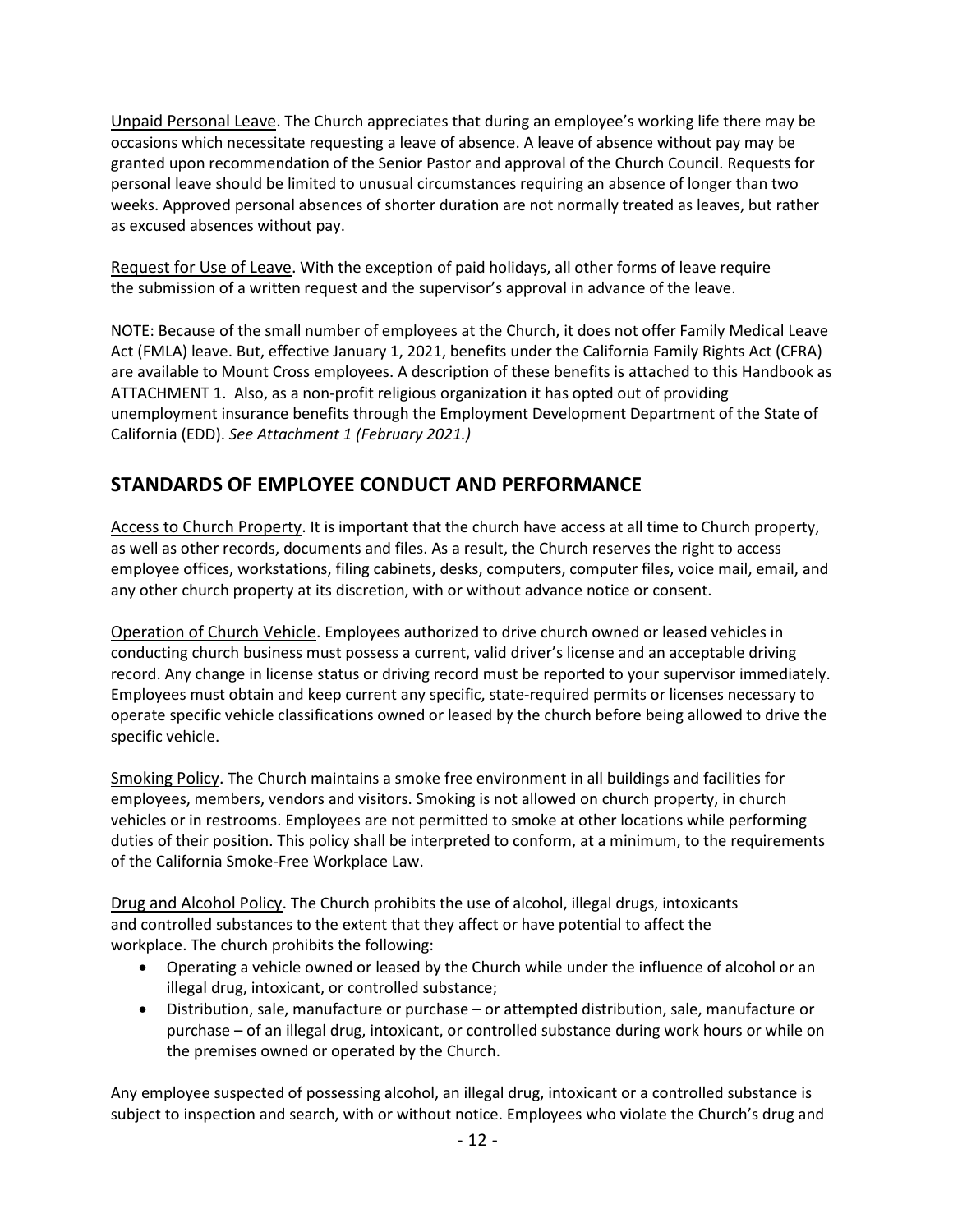Unpaid Personal Leave. The Church appreciates that during an employee's working life there may be occasions which necessitate requesting a leave of absence. A leave of absence without pay may be granted upon recommendation of the Senior Pastor and approval of the Church Council. Requests for personal leave should be limited to unusual circumstances requiring an absence of longer than two weeks. Approved personal absences of shorter duration are not normally treated as leaves, but rather as excused absences without pay.

Request for Use of Leave. With the exception of paid holidays, all other forms of leave require the submission of a written request and the supervisor's approval in advance of the leave.

NOTE: Because of the small number of employees at the Church, it does not offer Family Medical Leave Act (FMLA) leave. But, effective January 1, 2021, benefits under the California Family Rights Act (CFRA) are available to Mount Cross employees. A description of these benefits is attached to this Handbook as ATTACHMENT 1. Also, as a non-profit religious organization it has opted out of providing unemployment insurance benefits through the Employment Development Department of the State of California (EDD). *See Attachment 1 (February 2021.)*

## STANDARDS OF EMPLOYEE CONDUCT AND PERFORMANCE

Access to Church Property. It is important that the church have access at all time to Church property, as well as other records, documents and files. As a result, the Church reserves the right to access employee offices, workstations, filing cabinets, desks, computers, computer files, voice mail, email, and any other church property at its discretion, with or without advance notice or consent.

Operation of Church Vehicle. Employees authorized to drive church owned or leased vehicles in conducting church business must possess a current, valid driver's license and an acceptable driving record. Any change in license status or driving record must be reported to your supervisor immediately. Employees must obtain and keep current any specific, state-required permits or licenses necessary to operate specific vehicle classifications owned or leased by the church before being allowed to drive the specific vehicle.

Smoking Policy. The Church maintains a smoke free environment in all buildings and facilities for employees, members, vendors and visitors. Smoking is not allowed on church property, in church vehicles or in restrooms. Employees are not permitted to smoke at other locations while performing duties of their position. This policy shall be interpreted to conform, at a minimum, to the requirements of the California Smoke-Free Workplace Law.

Drug and Alcohol Policy. The Church prohibits the use of alcohol, illegal drugs, intoxicants and controlled substances to the extent that they affect or have potential to affect the workplace. The church prohibits the following:

- Operating a vehicle owned or leased by the Church while under the influence of alcohol or an illegal drug, intoxicant, or controlled substance;
- Distribution, sale, manufacture or purchase – or attempted distribution, sale, manufacture or purchase – of an illegal drug, intoxicant, or controlled substance during work hours or while on the premises owned or operated by the Church.

Any employee suspected of possessing alcohol, an illegal drug, intoxicant or a controlled substance is subject to inspection and search, with or without notice. Employees who violate the Church's drug and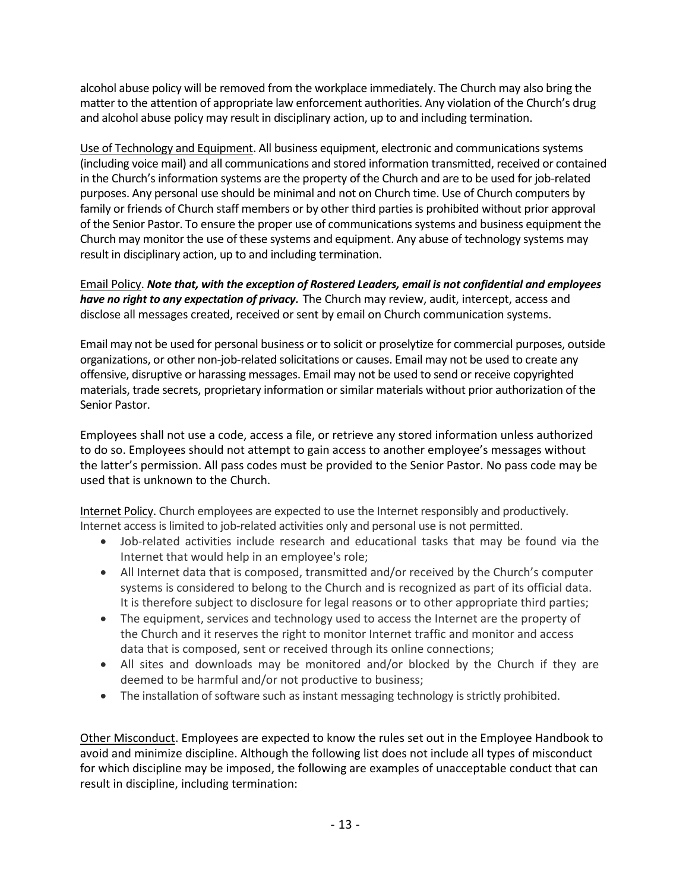alcohol abuse policy will be removed from the workplace immediately. The Church may also bring the matter to the attention of appropriate law enforcement authorities. Any violation of the Church's drug and alcohol abuse policy may result in disciplinary action, up to and including termination.

<u>Use of Technology and Equipment</u>. All business equipment, electronic and communications systems (including voice mail) and all communications and stored information transmitted, received or contained in the Church's information systems are the property of the Church and are to be used for job-related purposes. Any personal use should be minimal and not on Church time. Use of Church computers by family or friends of Church staff members or by other third parties is prohibited without prior approval of the Senior Pastor. To ensure the proper use of communications systems and business equipment the Church may monitor the use of these systems and equipment. Any abuse of technology systems may result in disciplinary action, up to and including termination.

<u>Email Policy</u>. ***Note that, with the exception of Rostered Leaders, email is not confidential and employees have no right to any expectation of privacy.*** The Church may review, audit, intercept, access and disclose all messages created, received or sent by email on Church communication systems.

Email may not be used for personal business or to solicit or proselytize for commercial purposes, outside organizations, or other non-job-related solicitations or causes. Email may not be used to create any offensive, disruptive or harassing messages. Email may not be used to send or receive copyrighted materials, trade secrets, proprietary information or similar materials without prior authorization of the Senior Pastor.

Employees shall not use a code, access a file, or retrieve any stored information unless authorized to do so. Employees should not attempt to gain access to another employee's messages without the latter's permission. All pass codes must be provided to the Senior Pastor. No pass code may be used that is unknown to the Church.

<u>Internet Policy</u>. Church employees are expected to use the Internet responsibly and productively. Internet access is limited to job-related activities only and personal use is not permitted.

- Job-related activities include research and educational tasks that may be found via the Internet that would help in an employee's role;
- All Internet data that is composed, transmitted and/or received by the Church's computer systems is considered to belong to the Church and is recognized as part of its official data. It is therefore subject to disclosure for legal reasons or to other appropriate third parties;
- The equipment, services and technology used to access the Internet are the property of the Church and it reserves the right to monitor Internet traffic and monitor and access data that is composed, sent or received through its online connections;
- All sites and downloads may be monitored and/or blocked by the Church if they are deemed to be harmful and/or not productive to business;
- The installation of software such as instant messaging technology is strictly prohibited.

<u>Other Misconduct</u>. Employees are expected to know the rules set out in the Employee Handbook to avoid and minimize discipline. Although the following list does not include all types of misconduct for which discipline may be imposed, the following are examples of unacceptable conduct that can result in discipline, including termination: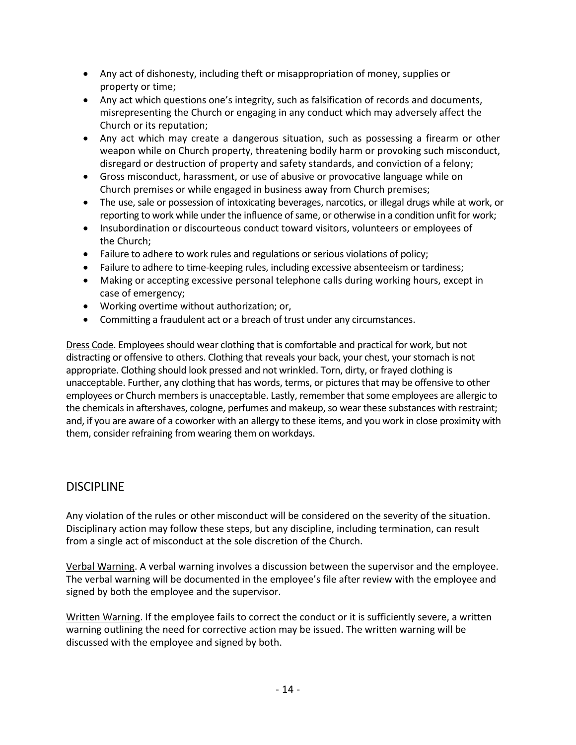- Any act of dishonesty, including theft or misappropriation of money, supplies or property or time;
- Any act which questions one's integrity, such as falsification of records and documents, misrepresenting the Church or engaging in any conduct which may adversely affect the Church or its reputation;
- Any act which may create a dangerous situation, such as possessing a firearm or other weapon while on Church property, threatening bodily harm or provoking such misconduct, disregard or destruction of property and safety standards, and conviction of a felony;
- Gross misconduct, harassment, or use of abusive or provocative language while on Church premises or while engaged in business away from Church premises;
- The use, sale or possession of intoxicating beverages, narcotics, or illegal drugs while at work, or reporting to work while under the influence of same, or otherwise in a condition unfit for work;
- Insubordination or discourteous conduct toward visitors, volunteers or employees of the Church;
- Failure to adhere to work rules and regulations or serious violations of policy;
- Failure to adhere to time-keeping rules, including excessive absenteeism or tardiness;
- Making or accepting excessive personal telephone calls during working hours, except in case of emergency;
- Working overtime without authorization; or,
- Committing a fraudulent act or a breach of trust under any circumstances.

Dress Code. Employees should wear clothing that is comfortable and practical for work, but not distracting or offensive to others. Clothing that reveals your back, your chest, your stomach is not appropriate. Clothing should look pressed and not wrinkled. Torn, dirty, or frayed clothing is unacceptable. Further, any clothing that has words, terms, or pictures that may be offensive to other employees or Church members is unacceptable. Lastly, remember that some employees are allergic to the chemicals in aftershaves, cologne, perfumes and makeup, so wear these substances with restraint; and, if you are aware of a coworker with an allergy to these items, and you work in close proximity with them, consider refraining from wearing them on workdays.

## DISCIPLINE

Any violation of the rules or other misconduct will be considered on the severity of the situation. Disciplinary action may follow these steps, but any discipline, including termination, can result from a single act of misconduct at the sole discretion of the Church.

Verbal Warning. A verbal warning involves a discussion between the supervisor and the employee. The verbal warning will be documented in the employee's file after review with the employee and signed by both the employee and the supervisor.

Written Warning. If the employee fails to correct the conduct or it is sufficiently severe, a written warning outlining the need for corrective action may be issued. The written warning will be discussed with the employee and signed by both.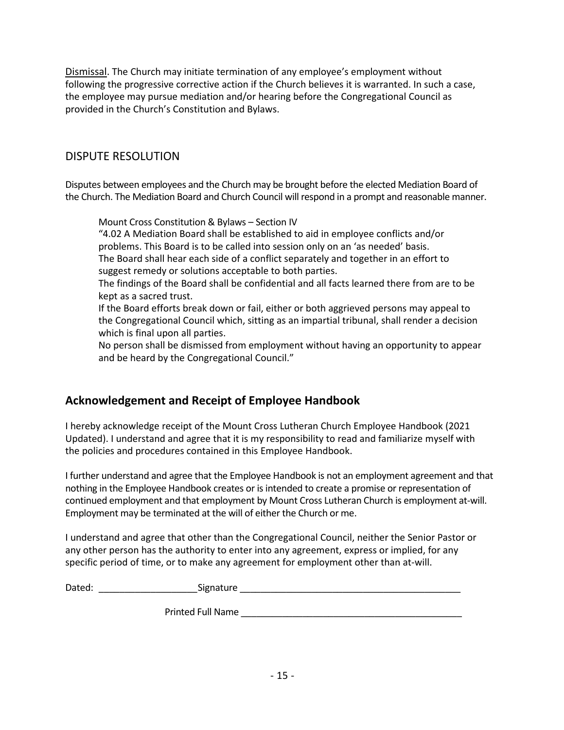Dismissal. The Church may initiate termination of any employee's employment without following the progressive corrective action if the Church believes it is warranted. In such a case, the employee may pursue mediation and/or hearing before the Congregational Council as provided in the Church's Constitution and Bylaws.

## DISPUTE RESOLUTION

Disputes between employees and the Church may be brought before the elected Mediation Board of the Church. The Mediation Board and Church Council will respond in a prompt and reasonable manner.

> Mount Cross Constitution & Bylaws – Section IV
> "4.02 A Mediation Board shall be established to aid in employee conflicts and/or problems. This Board is to be called into session only on an 'as needed' basis.
> The Board shall hear each side of a conflict separately and together in an effort to suggest remedy or solutions acceptable to both parties.
> The findings of the Board shall be confidential and all facts learned there from are to be kept as a sacred trust.
> If the Board efforts break down or fail, either or both aggrieved persons may appeal to the Congregational Council which, sitting as an impartial tribunal, shall render a decision which is final upon all parties.
> No person shall be dismissed from employment without having an opportunity to appear and be heard by the Congregational Council."

## Acknowledgement and Receipt of Employee Handbook

I hereby acknowledge receipt of the Mount Cross Lutheran Church Employee Handbook (2021 Updated). I understand and agree that it is my responsibility to read and familiarize myself with the policies and procedures contained in this Employee Handbook.

I further understand and agree that the Employee Handbook is not an employment agreement and that nothing in the Employee Handbook creates or is intended to create a promise or representation of continued employment and that employment by Mount Cross Lutheran Church is employment at-will. Employment may be terminated at the will of either the Church or me.

I understand and agree that other than the Congregational Council, neither the Senior Pastor or any other person has the authority to enter into any agreement, express or implied, for any specific period of time, or to make any agreement for employment other than at-will.

Dated: ___________________Signature ___________________________________________

Printed Full Name ___________________________________________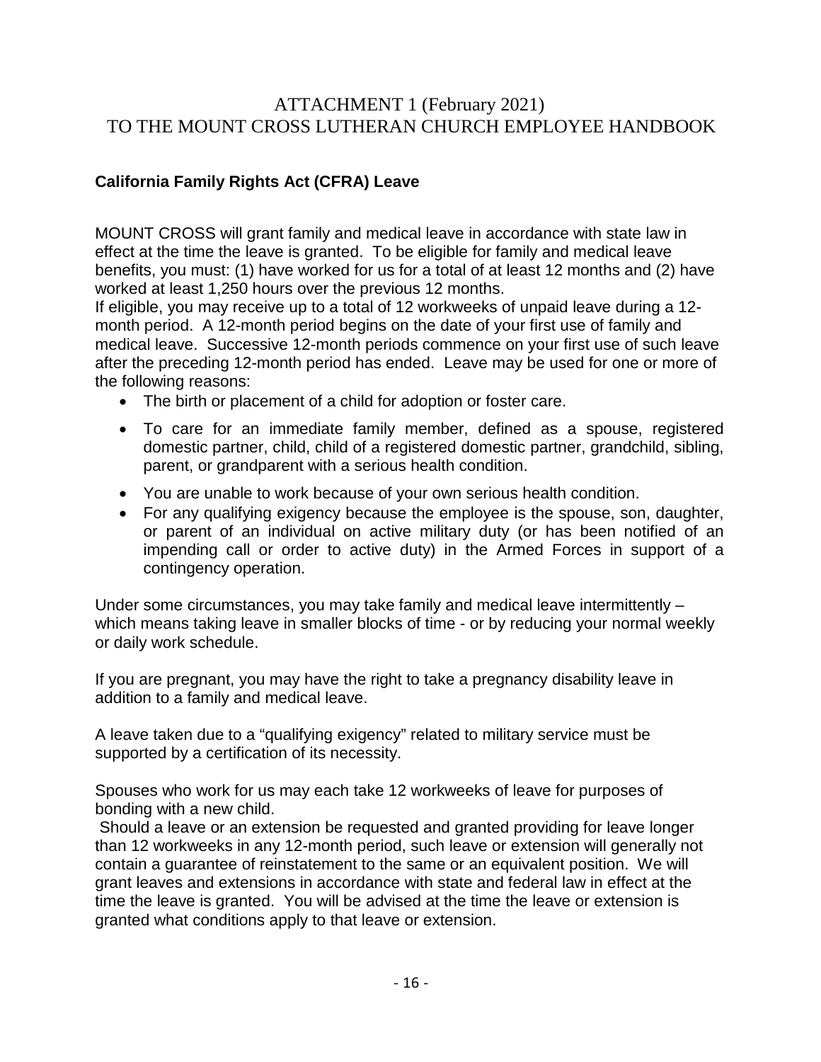# ATTACHMENT 1 (February 2021)
# TO THE MOUNT CROSS LUTHERAN CHURCH EMPLOYEE HANDBOOK

## California Family Rights Act (CFRA) Leave

MOUNT CROSS will grant family and medical leave in accordance with state law in effect at the time the leave is granted. To be eligible for family and medical leave benefits, you must: (1) have worked for us for a total of at least 12 months and (2) have worked at least 1,250 hours over the previous 12 months.

If eligible, you may receive up to a total of 12 workweeks of unpaid leave during a 12-month period. A 12-month period begins on the date of your first use of family and medical leave. Successive 12-month periods commence on your first use of such leave after the preceding 12-month period has ended. Leave may be used for one or more of the following reasons:

- The birth or placement of a child for adoption or foster care.
- To care for an immediate family member, defined as a spouse, registered domestic partner, child, child of a registered domestic partner, grandchild, sibling, parent, or grandparent with a serious health condition.
- You are unable to work because of your own serious health condition.
- For any qualifying exigency because the employee is the spouse, son, daughter, or parent of an individual on active military duty (or has been notified of an impending call or order to active duty) in the Armed Forces in support of a contingency operation.

Under some circumstances, you may take family and medical leave intermittently – which means taking leave in smaller blocks of time - or by reducing your normal weekly or daily work schedule.

If you are pregnant, you may have the right to take a pregnancy disability leave in addition to a family and medical leave.

A leave taken due to a "qualifying exigency" related to military service must be supported by a certification of its necessity.

Spouses who work for us may each take 12 workweeks of leave for purposes of bonding with a new child.

Should a leave or an extension be requested and granted providing for leave longer than 12 workweeks in any 12-month period, such leave or extension will generally not contain a guarantee of reinstatement to the same or an equivalent position. We will grant leaves and extensions in accordance with state and federal law in effect at the time the leave is granted. You will be advised at the time the leave or extension is granted what conditions apply to that leave or extension.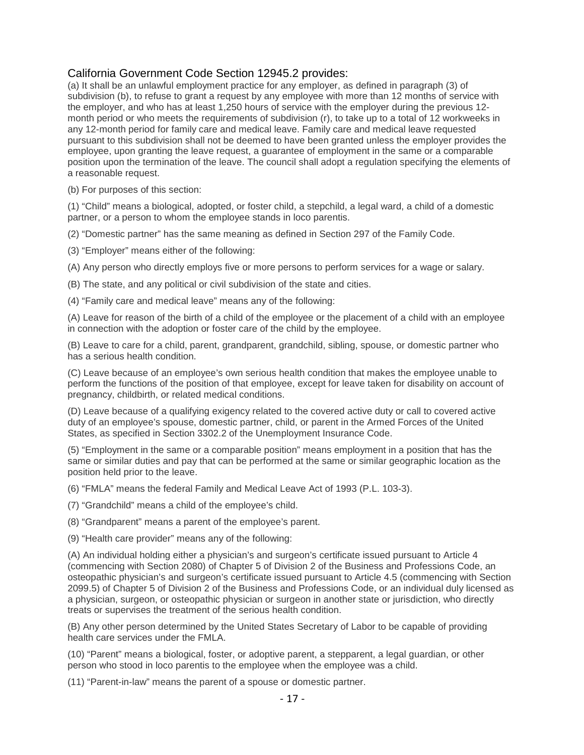## California Government Code Section 12945.2 provides:

(a) It shall be an unlawful employment practice for any employer, as defined in paragraph (3) of subdivision (b), to refuse to grant a request by any employee with more than 12 months of service with the employer, and who has at least 1,250 hours of service with the employer during the previous 12-month period or who meets the requirements of subdivision (r), to take up to a total of 12 workweeks in any 12-month period for family care and medical leave. Family care and medical leave requested pursuant to this subdivision shall not be deemed to have been granted unless the employer provides the employee, upon granting the leave request, a guarantee of employment in the same or a comparable position upon the termination of the leave. The council shall adopt a regulation specifying the elements of a reasonable request.

(b) For purposes of this section:

(1) "Child" means a biological, adopted, or foster child, a stepchild, a legal ward, a child of a domestic partner, or a person to whom the employee stands in loco parentis.

(2) "Domestic partner" has the same meaning as defined in Section 297 of the Family Code.

(3) "Employer" means either of the following:

(A) Any person who directly employs five or more persons to perform services for a wage or salary.

(B) The state, and any political or civil subdivision of the state and cities.

(4) "Family care and medical leave" means any of the following:

(A) Leave for reason of the birth of a child of the employee or the placement of a child with an employee in connection with the adoption or foster care of the child by the employee.

(B) Leave to care for a child, parent, grandparent, grandchild, sibling, spouse, or domestic partner who has a serious health condition.

(C) Leave because of an employee's own serious health condition that makes the employee unable to perform the functions of the position of that employee, except for leave taken for disability on account of pregnancy, childbirth, or related medical conditions.

(D) Leave because of a qualifying exigency related to the covered active duty or call to covered active duty of an employee's spouse, domestic partner, child, or parent in the Armed Forces of the United States, as specified in Section 3302.2 of the Unemployment Insurance Code.

(5) "Employment in the same or a comparable position" means employment in a position that has the same or similar duties and pay that can be performed at the same or similar geographic location as the position held prior to the leave.

(6) "FMLA" means the federal Family and Medical Leave Act of 1993 (P.L. 103-3).

(7) "Grandchild" means a child of the employee's child.

(8) "Grandparent" means a parent of the employee's parent.

(9) "Health care provider" means any of the following:

(A) An individual holding either a physician's and surgeon's certificate issued pursuant to Article 4 (commencing with Section 2080) of Chapter 5 of Division 2 of the Business and Professions Code, an osteopathic physician's and surgeon's certificate issued pursuant to Article 4.5 (commencing with Section 2099.5) of Chapter 5 of Division 2 of the Business and Professions Code, or an individual duly licensed as a physician, surgeon, or osteopathic physician or surgeon in another state or jurisdiction, who directly treats or supervises the treatment of the serious health condition.

(B) Any other person determined by the United States Secretary of Labor to be capable of providing health care services under the FMLA.

(10) "Parent" means a biological, foster, or adoptive parent, a stepparent, a legal guardian, or other person who stood in loco parentis to the employee when the employee was a child.

(11) "Parent-in-law" means the parent of a spouse or domestic partner.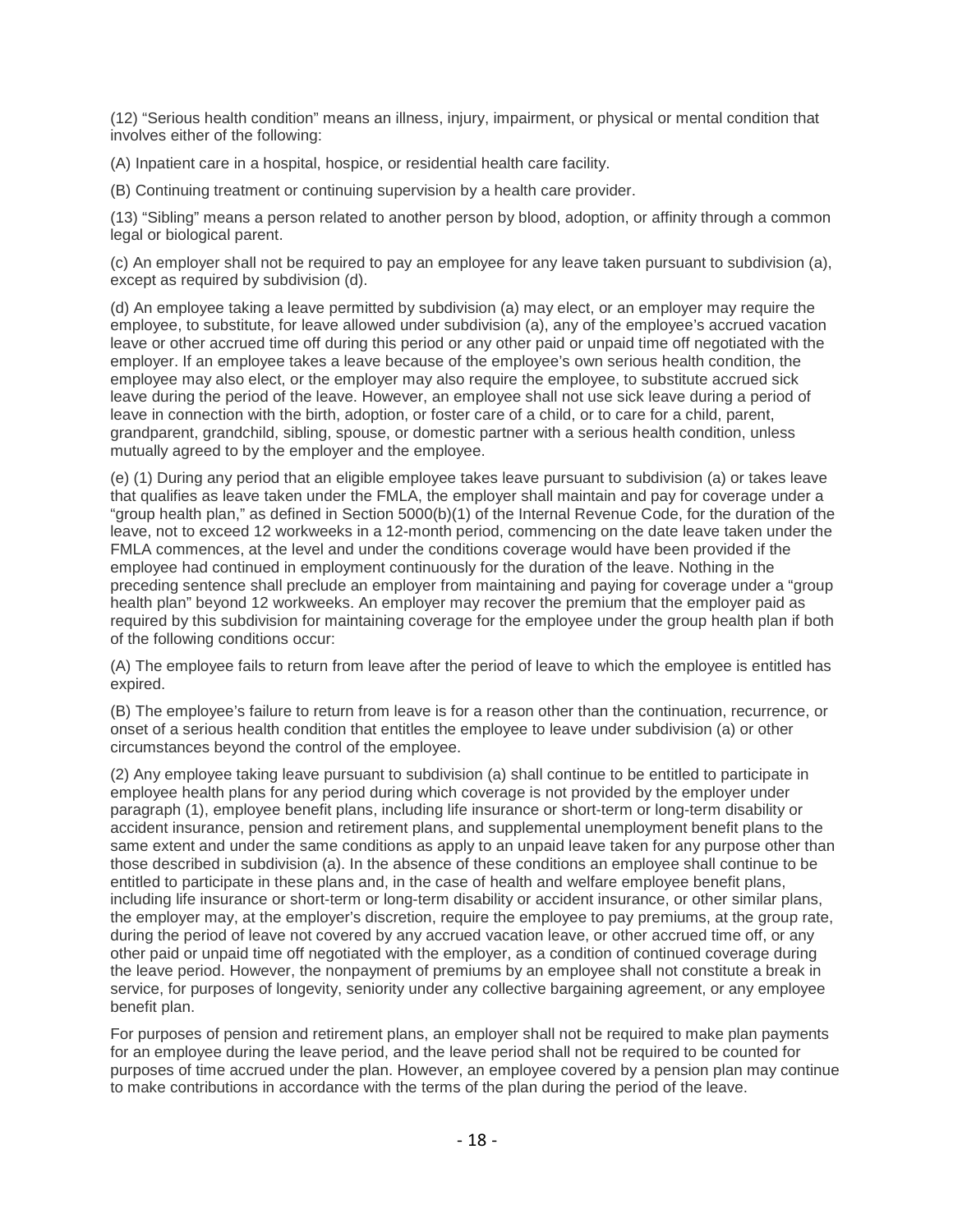(12) “Serious health condition” means an illness, injury, impairment, or physical or mental condition that involves either of the following:

(A) Inpatient care in a hospital, hospice, or residential health care facility.

(B) Continuing treatment or continuing supervision by a health care provider.

(13) “Sibling” means a person related to another person by blood, adoption, or affinity through a common legal or biological parent.

(c) An employer shall not be required to pay an employee for any leave taken pursuant to subdivision (a), except as required by subdivision (d).

(d) An employee taking a leave permitted by subdivision (a) may elect, or an employer may require the employee, to substitute, for leave allowed under subdivision (a), any of the employee’s accrued vacation leave or other accrued time off during this period or any other paid or unpaid time off negotiated with the employer. If an employee takes a leave because of the employee’s own serious health condition, the employee may also elect, or the employer may also require the employee, to substitute accrued sick leave during the period of the leave. However, an employee shall not use sick leave during a period of leave in connection with the birth, adoption, or foster care of a child, or to care for a child, parent, grandparent, grandchild, sibling, spouse, or domestic partner with a serious health condition, unless mutually agreed to by the employer and the employee.

(e) (1) During any period that an eligible employee takes leave pursuant to subdivision (a) or takes leave that qualifies as leave taken under the FMLA, the employer shall maintain and pay for coverage under a “group health plan,” as defined in Section 5000(b)(1) of the Internal Revenue Code, for the duration of the leave, not to exceed 12 workweeks in a 12-month period, commencing on the date leave taken under the FMLA commences, at the level and under the conditions coverage would have been provided if the employee had continued in employment continuously for the duration of the leave. Nothing in the preceding sentence shall preclude an employer from maintaining and paying for coverage under a “group health plan” beyond 12 workweeks. An employer may recover the premium that the employer paid as required by this subdivision for maintaining coverage for the employee under the group health plan if both of the following conditions occur:

(A) The employee fails to return from leave after the period of leave to which the employee is entitled has expired.

(B) The employee’s failure to return from leave is for a reason other than the continuation, recurrence, or onset of a serious health condition that entitles the employee to leave under subdivision (a) or other circumstances beyond the control of the employee.

(2) Any employee taking leave pursuant to subdivision (a) shall continue to be entitled to participate in employee health plans for any period during which coverage is not provided by the employer under paragraph (1), employee benefit plans, including life insurance or short-term or long-term disability or accident insurance, pension and retirement plans, and supplemental unemployment benefit plans to the same extent and under the same conditions as apply to an unpaid leave taken for any purpose other than those described in subdivision (a). In the absence of these conditions an employee shall continue to be entitled to participate in these plans and, in the case of health and welfare employee benefit plans, including life insurance or short-term or long-term disability or accident insurance, or other similar plans, the employer may, at the employer’s discretion, require the employee to pay premiums, at the group rate, during the period of leave not covered by any accrued vacation leave, or other accrued time off, or any other paid or unpaid time off negotiated with the employer, as a condition of continued coverage during the leave period. However, the nonpayment of premiums by an employee shall not constitute a break in service, for purposes of longevity, seniority under any collective bargaining agreement, or any employee benefit plan.

For purposes of pension and retirement plans, an employer shall not be required to make plan payments for an employee during the leave period, and the leave period shall not be required to be counted for purposes of time accrued under the plan. However, an employee covered by a pension plan may continue to make contributions in accordance with the terms of the plan during the period of the leave.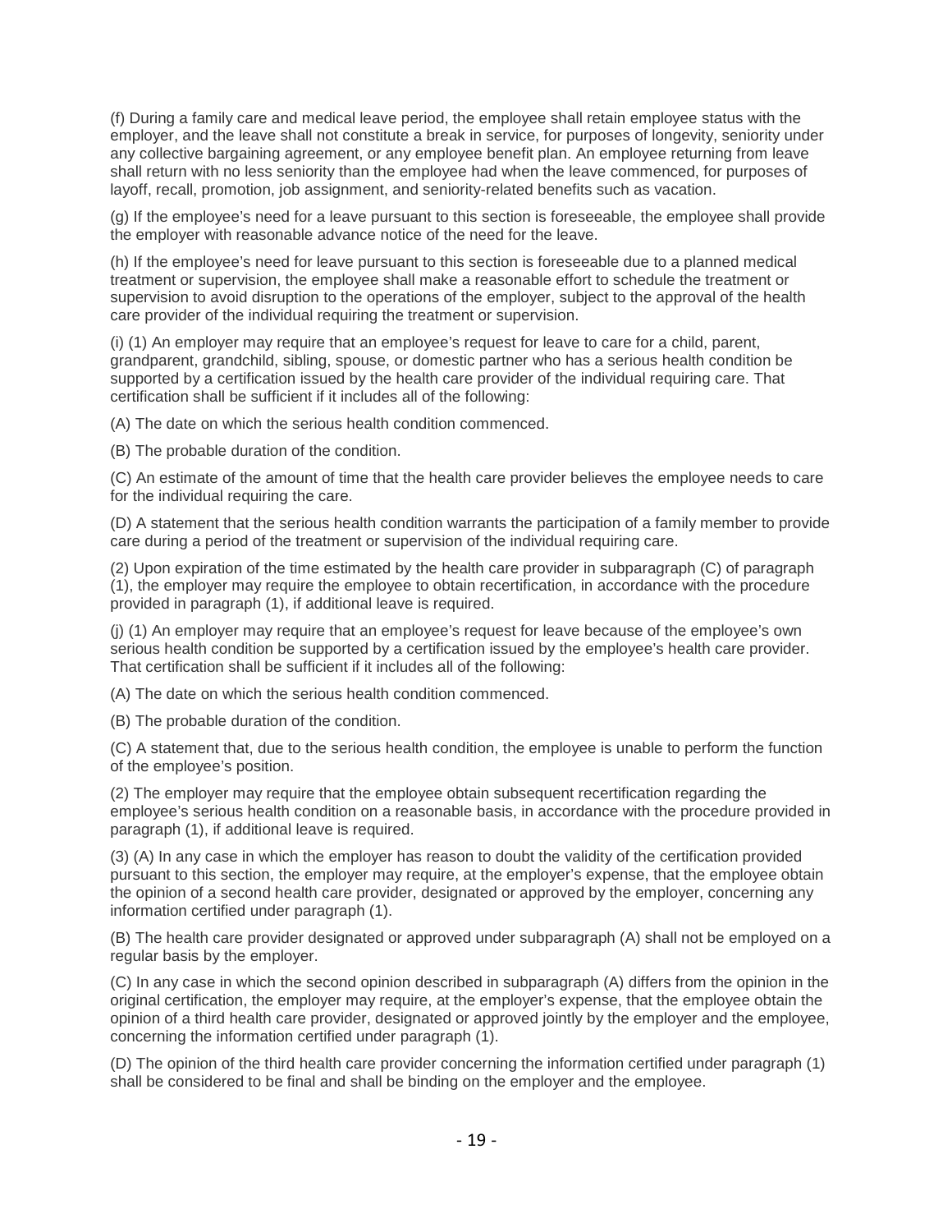(f) During a family care and medical leave period, the employee shall retain employee status with the employer, and the leave shall not constitute a break in service, for purposes of longevity, seniority under any collective bargaining agreement, or any employee benefit plan. An employee returning from leave shall return with no less seniority than the employee had when the leave commenced, for purposes of layoff, recall, promotion, job assignment, and seniority-related benefits such as vacation.

(g) If the employee's need for a leave pursuant to this section is foreseeable, the employee shall provide the employer with reasonable advance notice of the need for the leave.

(h) If the employee's need for leave pursuant to this section is foreseeable due to a planned medical treatment or supervision, the employee shall make a reasonable effort to schedule the treatment or supervision to avoid disruption to the operations of the employer, subject to the approval of the health care provider of the individual requiring the treatment or supervision.

(i) (1) An employer may require that an employee's request for leave to care for a child, parent, grandparent, grandchild, sibling, spouse, or domestic partner who has a serious health condition be supported by a certification issued by the health care provider of the individual requiring care. That certification shall be sufficient if it includes all of the following:

(A) The date on which the serious health condition commenced.

(B) The probable duration of the condition.

(C) An estimate of the amount of time that the health care provider believes the employee needs to care for the individual requiring the care.

(D) A statement that the serious health condition warrants the participation of a family member to provide care during a period of the treatment or supervision of the individual requiring care.

(2) Upon expiration of the time estimated by the health care provider in subparagraph (C) of paragraph (1), the employer may require the employee to obtain recertification, in accordance with the procedure provided in paragraph (1), if additional leave is required.

(j) (1) An employer may require that an employee's request for leave because of the employee's own serious health condition be supported by a certification issued by the employee's health care provider. That certification shall be sufficient if it includes all of the following:

(A) The date on which the serious health condition commenced.

(B) The probable duration of the condition.

(C) A statement that, due to the serious health condition, the employee is unable to perform the function of the employee's position.

(2) The employer may require that the employee obtain subsequent recertification regarding the employee's serious health condition on a reasonable basis, in accordance with the procedure provided in paragraph (1), if additional leave is required.

(3) (A) In any case in which the employer has reason to doubt the validity of the certification provided pursuant to this section, the employer may require, at the employer's expense, that the employee obtain the opinion of a second health care provider, designated or approved by the employer, concerning any information certified under paragraph (1).

(B) The health care provider designated or approved under subparagraph (A) shall not be employed on a regular basis by the employer.

(C) In any case in which the second opinion described in subparagraph (A) differs from the opinion in the original certification, the employer may require, at the employer's expense, that the employee obtain the opinion of a third health care provider, designated or approved jointly by the employer and the employee, concerning the information certified under paragraph (1).

(D) The opinion of the third health care provider concerning the information certified under paragraph (1) shall be considered to be final and shall be binding on the employer and the employee.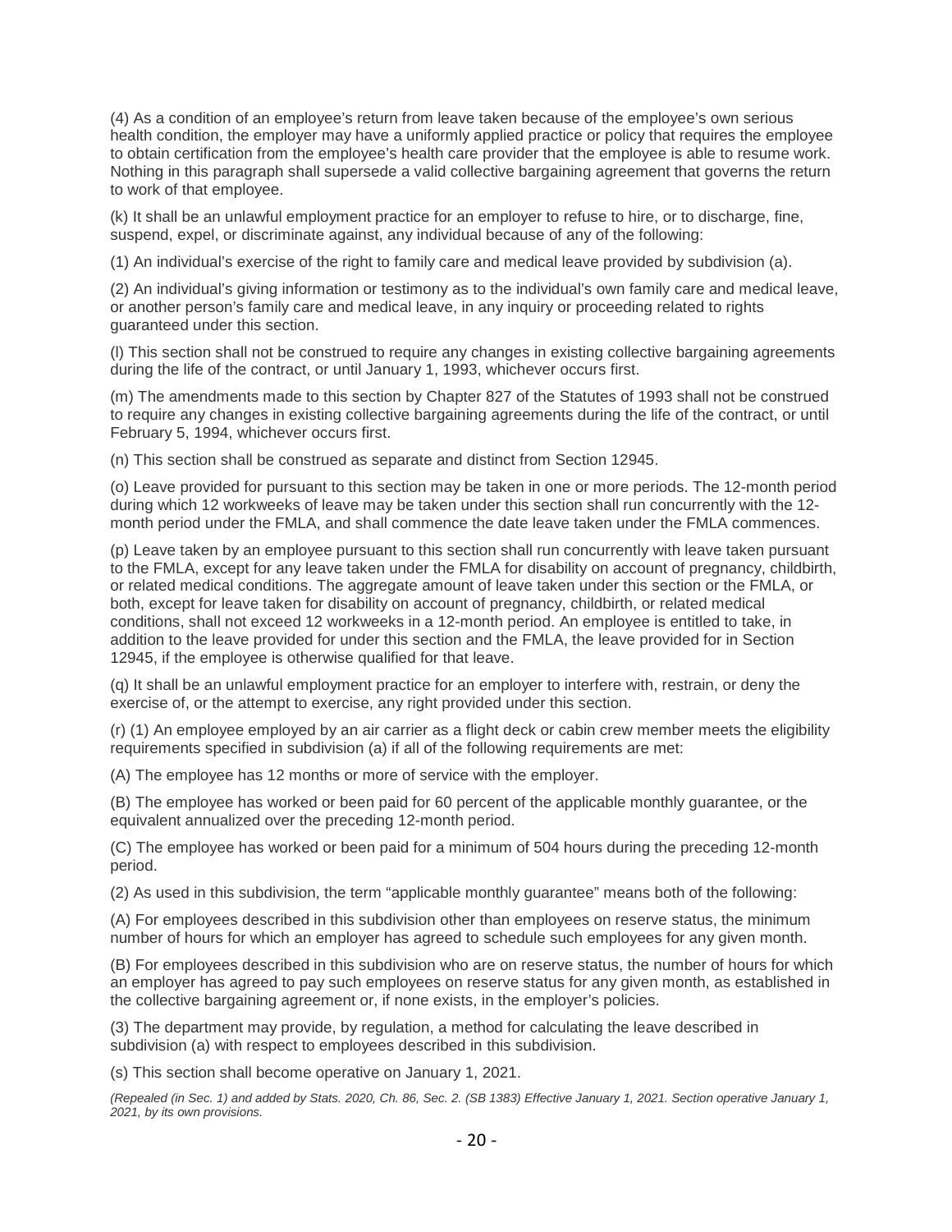(4) As a condition of an employee's return from leave taken because of the employee's own serious health condition, the employer may have a uniformly applied practice or policy that requires the employee to obtain certification from the employee's health care provider that the employee is able to resume work. Nothing in this paragraph shall supersede a valid collective bargaining agreement that governs the return to work of that employee.

(k) It shall be an unlawful employment practice for an employer to refuse to hire, or to discharge, fine, suspend, expel, or discriminate against, any individual because of any of the following:

(1) An individual's exercise of the right to family care and medical leave provided by subdivision (a).

(2) An individual's giving information or testimony as to the individual's own family care and medical leave, or another person's family care and medical leave, in any inquiry or proceeding related to rights guaranteed under this section.

(l) This section shall not be construed to require any changes in existing collective bargaining agreements during the life of the contract, or until January 1, 1993, whichever occurs first.

(m) The amendments made to this section by Chapter 827 of the Statutes of 1993 shall not be construed to require any changes in existing collective bargaining agreements during the life of the contract, or until February 5, 1994, whichever occurs first.

(n) This section shall be construed as separate and distinct from Section 12945.

(o) Leave provided for pursuant to this section may be taken in one or more periods. The 12-month period during which 12 workweeks of leave may be taken under this section shall run concurrently with the 12-month period under the FMLA, and shall commence the date leave taken under the FMLA commences.

(p) Leave taken by an employee pursuant to this section shall run concurrently with leave taken pursuant to the FMLA, except for any leave taken under the FMLA for disability on account of pregnancy, childbirth, or related medical conditions. The aggregate amount of leave taken under this section or the FMLA, or both, except for leave taken for disability on account of pregnancy, childbirth, or related medical conditions, shall not exceed 12 workweeks in a 12-month period. An employee is entitled to take, in addition to the leave provided for under this section and the FMLA, the leave provided for in Section 12945, if the employee is otherwise qualified for that leave.

(q) It shall be an unlawful employment practice for an employer to interfere with, restrain, or deny the exercise of, or the attempt to exercise, any right provided under this section.

(r) (1) An employee employed by an air carrier as a flight deck or cabin crew member meets the eligibility requirements specified in subdivision (a) if all of the following requirements are met:

(A) The employee has 12 months or more of service with the employer.

(B) The employee has worked or been paid for 60 percent of the applicable monthly guarantee, or the equivalent annualized over the preceding 12-month period.

(C) The employee has worked or been paid for a minimum of 504 hours during the preceding 12-month period.

(2) As used in this subdivision, the term "applicable monthly guarantee" means both of the following:

(A) For employees described in this subdivision other than employees on reserve status, the minimum number of hours for which an employer has agreed to schedule such employees for any given month.

(B) For employees described in this subdivision who are on reserve status, the number of hours for which an employer has agreed to pay such employees on reserve status for any given month, as established in the collective bargaining agreement or, if none exists, in the employer's policies.

(3) The department may provide, by regulation, a method for calculating the leave described in subdivision (a) with respect to employees described in this subdivision.

(s) This section shall become operative on January 1, 2021.

*(Repealed (in Sec. 1) and added by Stats. 2020, Ch. 86, Sec. 2. (SB 1383) Effective January 1, 2021. Section operative January 1, 2021, by its own provisions.*